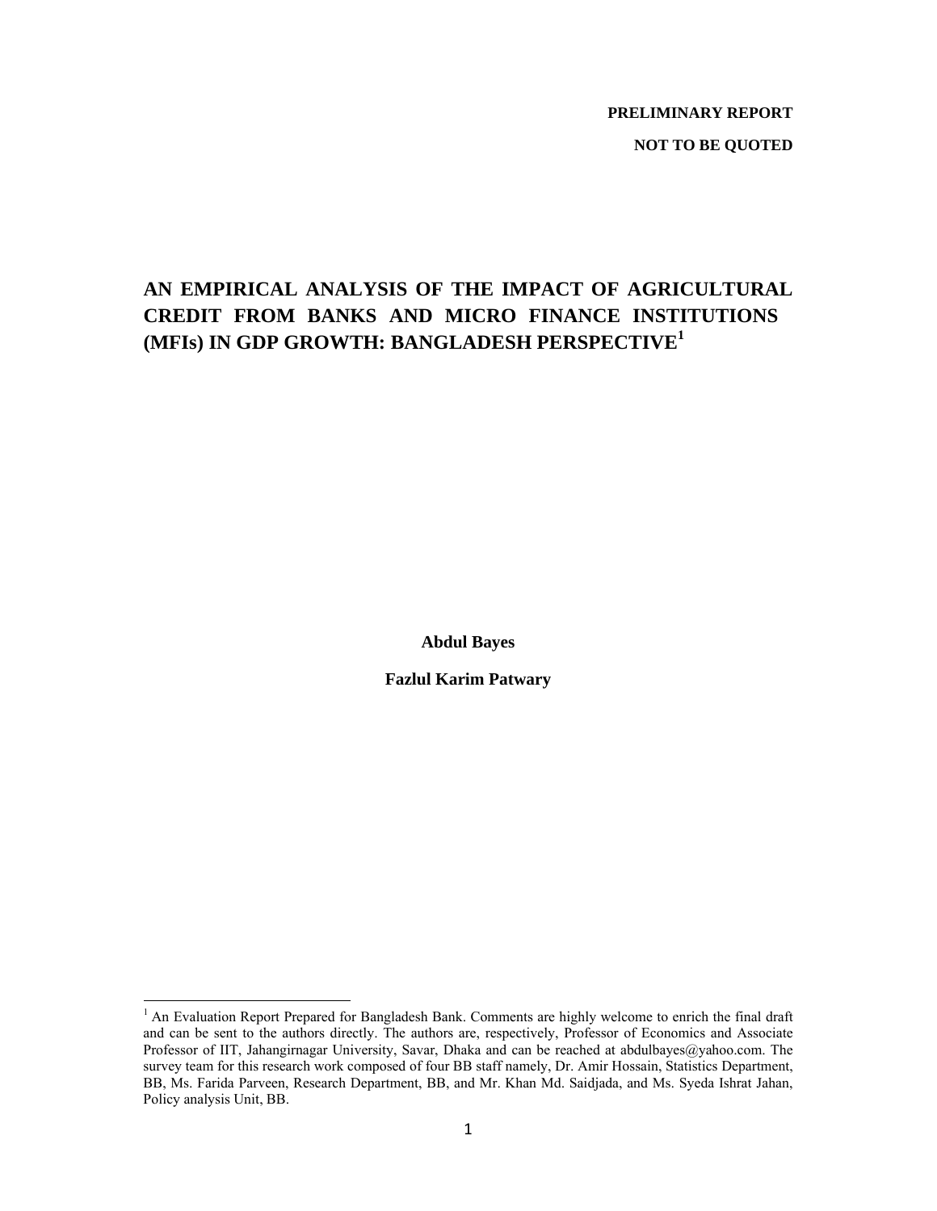**PRELIMINARY REPORT**

**NOT TO BE QUOTED**

# AN EMPIRICAL ANALYSIS OF THE IMPACT OF AGRICULTURAL CREDIT FROM BANKS AND MICRO FINANCE INSTITUTIONS (MFIs) IN GDP GROWTH: BANGLADESH PERSPECTIVE[1]

**Abdul Bayes**

**Fazlul Karim Patwary**

---

[1] An Evaluation Report Prepared for Bangladesh Bank. Comments are highly welcome to enrich the final draft and can be sent to the authors directly. The authors are, respectively, Professor of Economics and Associate Professor of IIT, Jahangirnagar University, Savar, Dhaka and can be reached at abdulbayes@yahoo.com. The survey team for this research work composed of four BB staff namely, Dr. Amir Hossain, Statistics Department, BB, Ms. Farida Parveen, Research Department, BB, and Mr. Khan Md. Saidjada, and Ms. Syeda Ishrat Jahan, Policy analysis Unit, BB.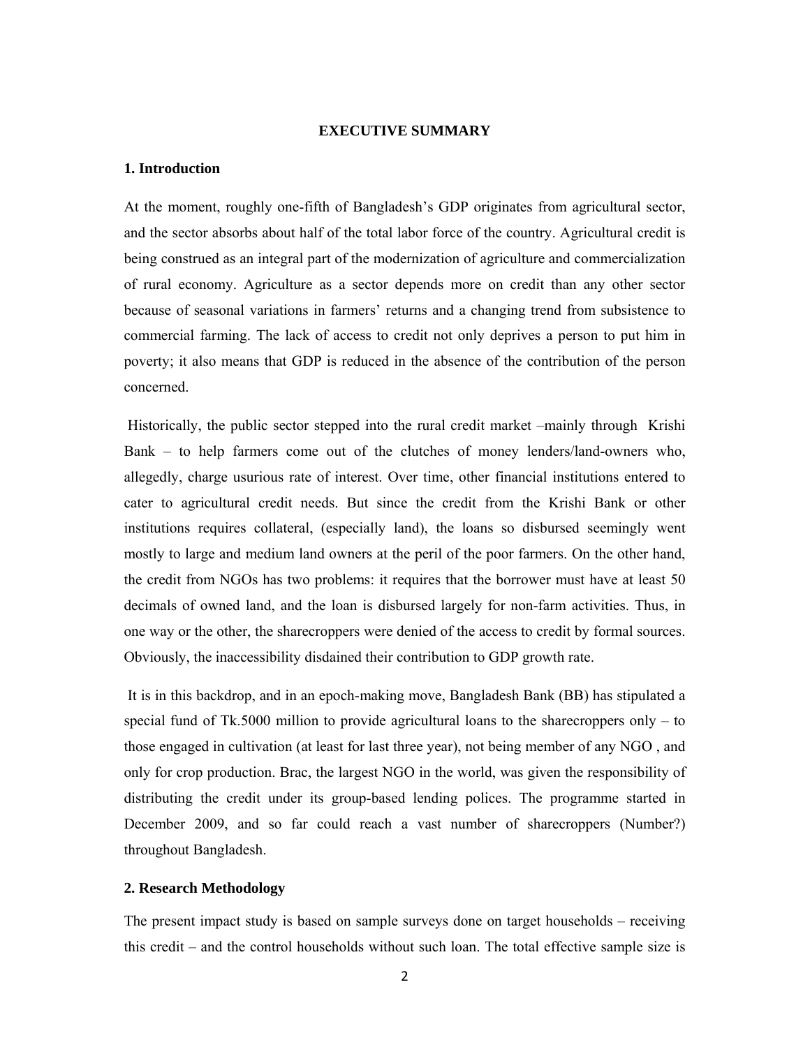# EXECUTIVE SUMMARY

## 1. Introduction

At the moment, roughly one-fifth of Bangladesh's GDP originates from agricultural sector, and the sector absorbs about half of the total labor force of the country. Agricultural credit is being construed as an integral part of the modernization of agriculture and commercialization of rural economy. Agriculture as a sector depends more on credit than any other sector because of seasonal variations in farmers' returns and a changing trend from subsistence to commercial farming. The lack of access to credit not only deprives a person to put him in poverty; it also means that GDP is reduced in the absence of the contribution of the person concerned.

Historically, the public sector stepped into the rural credit market –mainly through Krishi Bank – to help farmers come out of the clutches of money lenders/land-owners who, allegedly, charge usurious rate of interest. Over time, other financial institutions entered to cater to agricultural credit needs. But since the credit from the Krishi Bank or other institutions requires collateral, (especially land), the loans so disbursed seemingly went mostly to large and medium land owners at the peril of the poor farmers. On the other hand, the credit from NGOs has two problems: it requires that the borrower must have at least 50 decimals of owned land, and the loan is disbursed largely for non-farm activities. Thus, in one way or the other, the sharecroppers were denied of the access to credit by formal sources. Obviously, the inaccessibility disdained their contribution to GDP growth rate.

It is in this backdrop, and in an epoch-making move, Bangladesh Bank (BB) has stipulated a special fund of Tk.5000 million to provide agricultural loans to the sharecroppers only – to those engaged in cultivation (at least for last three year), not being member of any NGO , and only for crop production. Brac, the largest NGO in the world, was given the responsibility of distributing the credit under its group-based lending polices. The programme started in December 2009, and so far could reach a vast number of sharecroppers (Number?) throughout Bangladesh.

## 2. Research Methodology

The present impact study is based on sample surveys done on target households – receiving this credit – and the control households without such loan. The total effective sample size is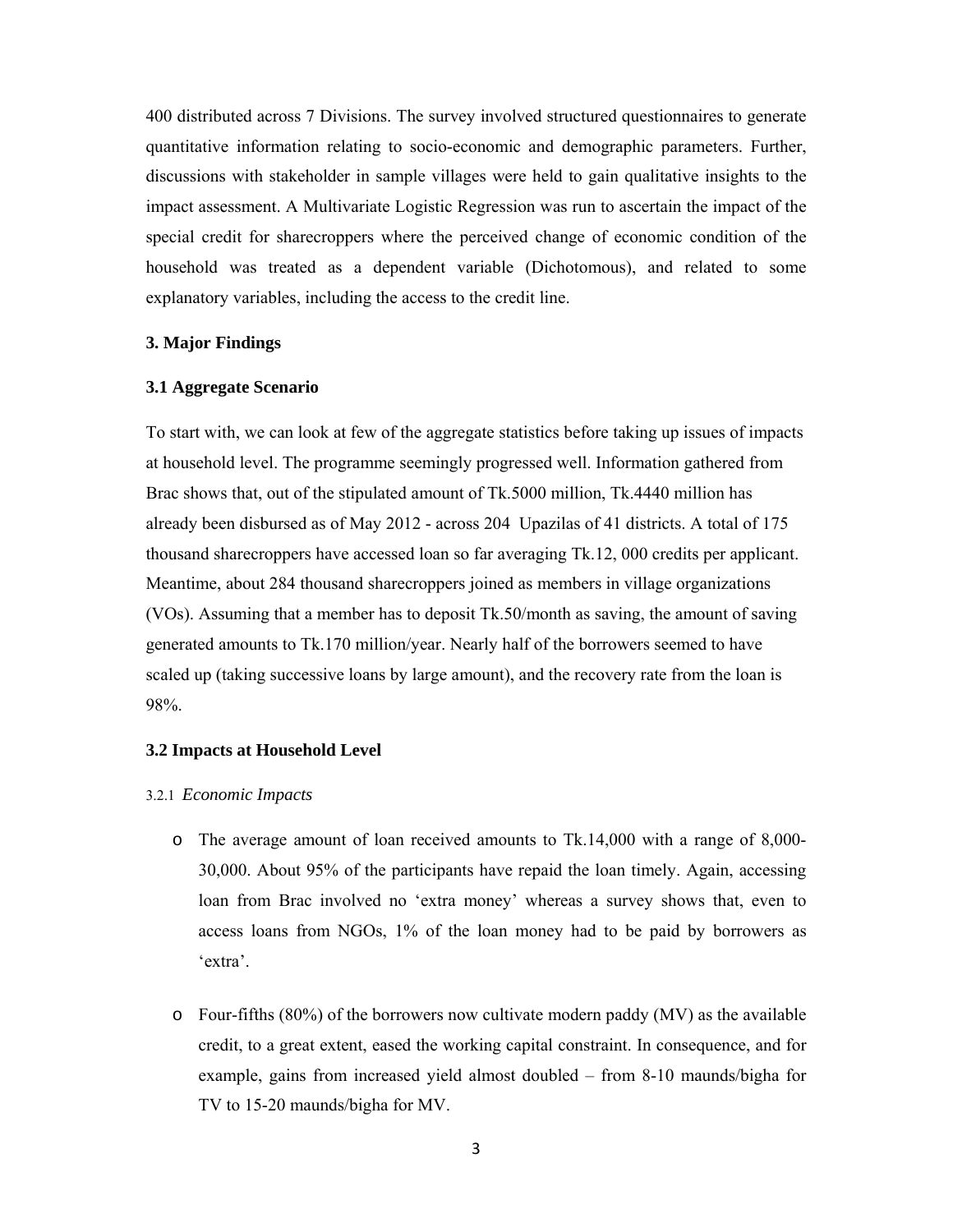400 distributed across 7 Divisions. The survey involved structured questionnaires to generate quantitative information relating to socio-economic and demographic parameters. Further, discussions with stakeholder in sample villages were held to gain qualitative insights to the impact assessment. A Multivariate Logistic Regression was run to ascertain the impact of the special credit for sharecroppers where the perceived change of economic condition of the household was treated as a dependent variable (Dichotomous), and related to some explanatory variables, including the access to the credit line.

### 3. Major Findings

#### 3.1 Aggregate Scenario

To start with, we can look at few of the aggregate statistics before taking up issues of impacts at household level. The programme seemingly progressed well. Information gathered from Brac shows that, out of the stipulated amount of Tk.5000 million, Tk.4440 million has already been disbursed as of May 2012 - across 204 Upazilas of 41 districts. A total of 175 thousand sharecroppers have accessed loan so far averaging Tk.12, 000 credits per applicant. Meantime, about 284 thousand sharecroppers joined as members in village organizations (VOs). Assuming that a member has to deposit Tk.50/month as saving, the amount of saving generated amounts to Tk.170 million/year. Nearly half of the borrowers seemed to have scaled up (taking successive loans by large amount), and the recovery rate from the loan is 98%.

#### 3.2 Impacts at Household Level

3.2.1 *Economic Impacts*

- The average amount of loan received amounts to Tk.14,000 with a range of 8,000-30,000. About 95% of the participants have repaid the loan timely. Again, accessing loan from Brac involved no 'extra money' whereas a survey shows that, even to access loans from NGOs, 1% of the loan money had to be paid by borrowers as 'extra'.

- Four-fifths (80%) of the borrowers now cultivate modern paddy (MV) as the available credit, to a great extent, eased the working capital constraint. In consequence, and for example, gains from increased yield almost doubled – from 8-10 maunds/bigha for TV to 15-20 maunds/bigha for MV.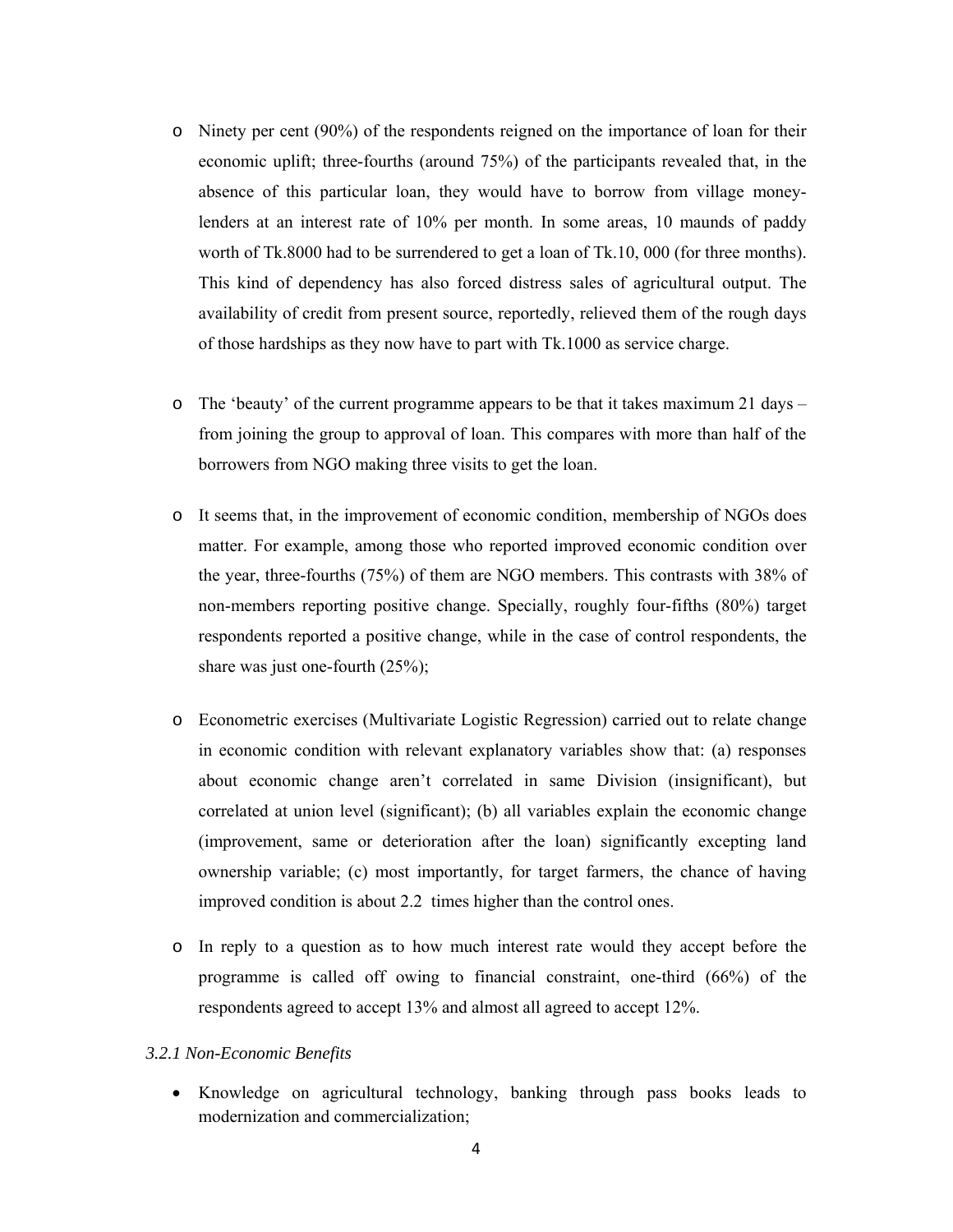- Ninety per cent (90%) of the respondents reigned on the importance of loan for their economic uplift; three-fourths (around 75%) of the participants revealed that, in the absence of this particular loan, they would have to borrow from village money-lenders at an interest rate of 10% per month. In some areas, 10 maunds of paddy worth of Tk.8000 had to be surrendered to get a loan of Tk.10, 000 (for three months). This kind of dependency has also forced distress sales of agricultural output. The availability of credit from present source, reportedly, relieved them of the rough days of those hardships as they now have to part with Tk.1000 as service charge.

- The 'beauty' of the current programme appears to be that it takes maximum 21 days – from joining the group to approval of loan. This compares with more than half of the borrowers from NGO making three visits to get the loan.

- It seems that, in the improvement of economic condition, membership of NGOs does matter. For example, among those who reported improved economic condition over the year, three-fourths (75%) of them are NGO members. This contrasts with 38% of non-members reporting positive change. Specially, roughly four-fifths (80%) target respondents reported a positive change, while in the case of control respondents, the share was just one-fourth (25%);

- Econometric exercises (Multivariate Logistic Regression) carried out to relate change in economic condition with relevant explanatory variables show that: (a) responses about economic change aren't correlated in same Division (insignificant), but correlated at union level (significant); (b) all variables explain the economic change (improvement, same or deterioration after the loan) significantly excepting land ownership variable; (c) most importantly, for target farmers, the chance of having improved condition is about 2.2 times higher than the control ones.

- In reply to a question as to how much interest rate would they accept before the programme is called off owing to financial constraint, one-third (66%) of the respondents agreed to accept 13% and almost all agreed to accept 12%.

### *3.2.1 Non-Economic Benefits*

- Knowledge on agricultural technology, banking through pass books leads to modernization and commercialization;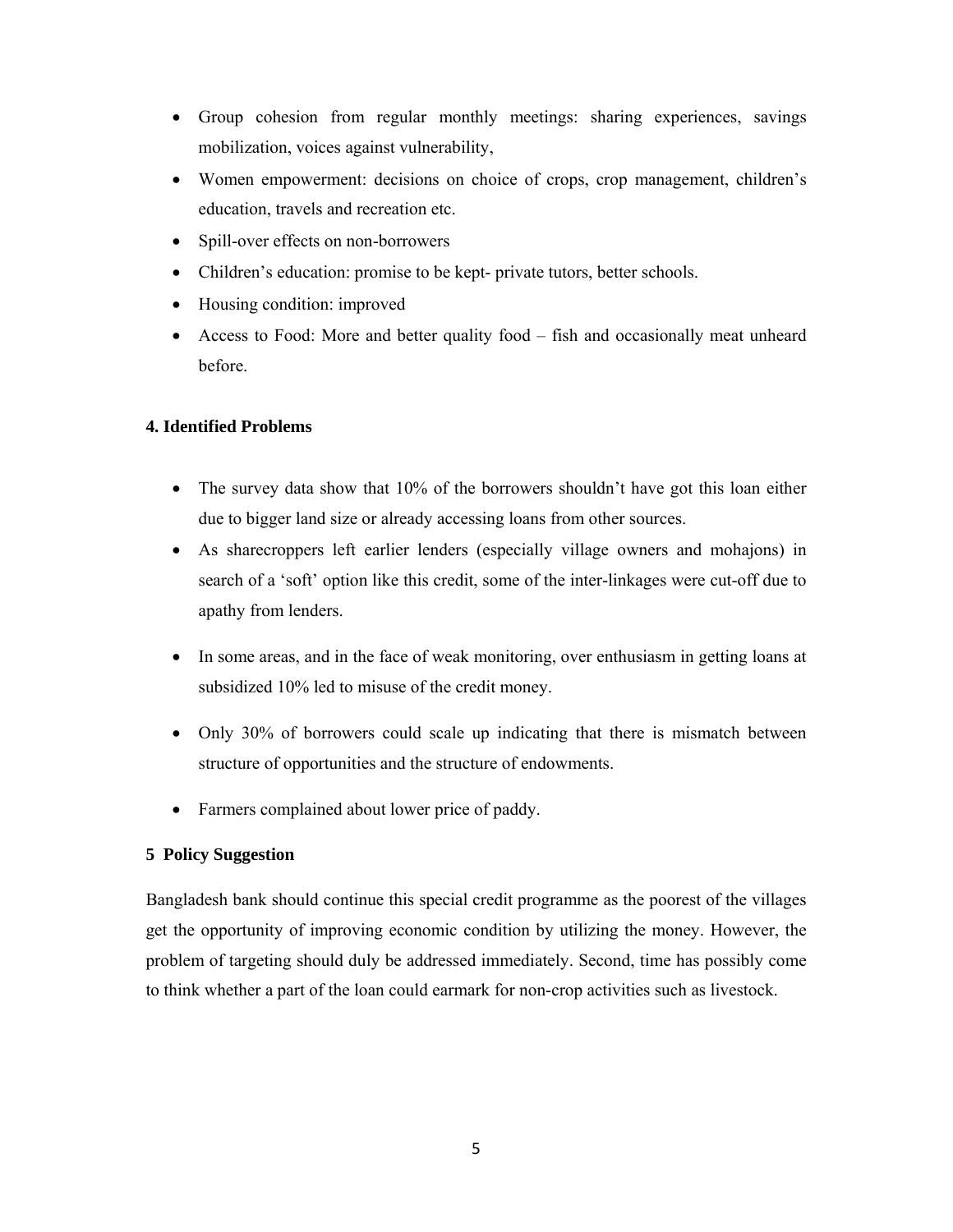- Group cohesion from regular monthly meetings: sharing experiences, savings mobilization, voices against vulnerability,
- Women empowerment: decisions on choice of crops, crop management, children's education, travels and recreation etc.
- Spill-over effects on non-borrowers
- Children's education: promise to be kept- private tutors, better schools.
- Housing condition: improved
- Access to Food: More and better quality food – fish and occasionally meat unheard before.

## 4. Identified Problems

- The survey data show that 10% of the borrowers shouldn't have got this loan either due to bigger land size or already accessing loans from other sources.
- As sharecroppers left earlier lenders (especially village owners and mohajons) in search of a 'soft' option like this credit, some of the inter-linkages were cut-off due to apathy from lenders.
- In some areas, and in the face of weak monitoring, over enthusiasm in getting loans at subsidized 10% led to misuse of the credit money.
- Only 30% of borrowers could scale up indicating that there is mismatch between structure of opportunities and the structure of endowments.
- Farmers complained about lower price of paddy.

## 5 Policy Suggestion

Bangladesh bank should continue this special credit programme as the poorest of the villages get the opportunity of improving economic condition by utilizing the money. However, the problem of targeting should duly be addressed immediately. Second, time has possibly come to think whether a part of the loan could earmark for non-crop activities such as livestock.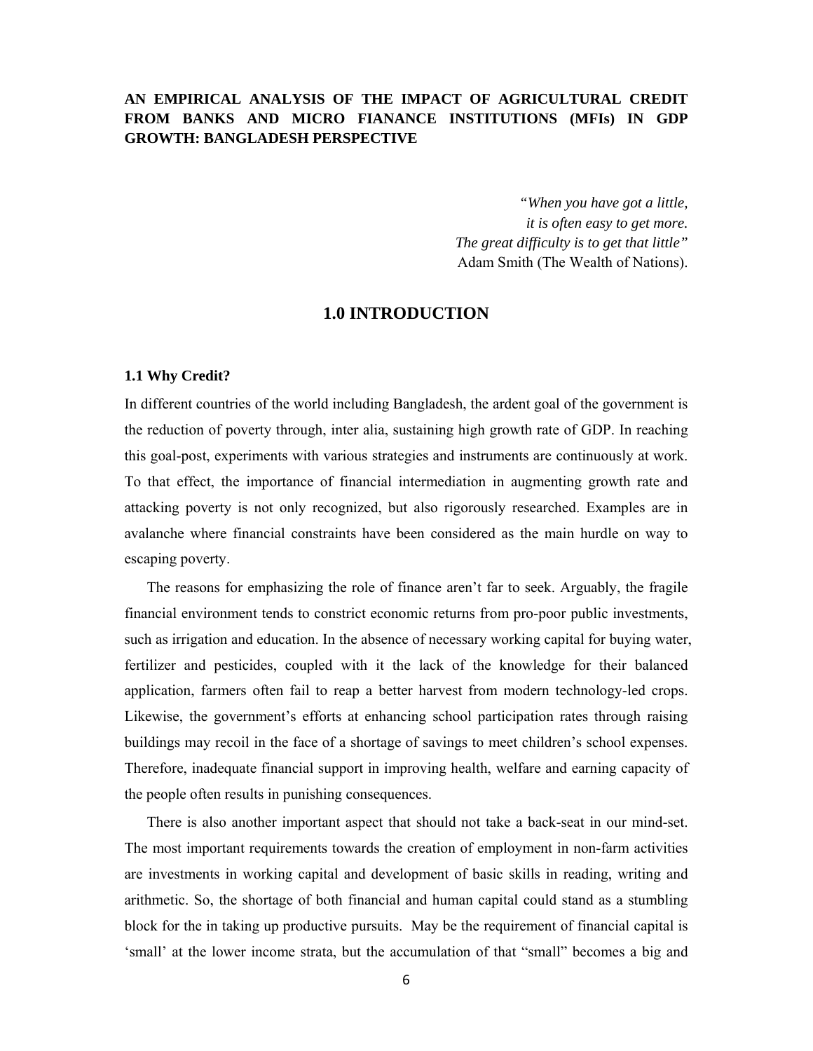**AN EMPIRICAL ANALYSIS OF THE IMPACT OF AGRICULTURAL CREDIT FROM BANKS AND MICRO FIANANCE INSTITUTIONS (MFIs) IN GDP GROWTH: BANGLADESH PERSPECTIVE**

> *"When you have got a little,*
> *it is often easy to get more.*
> *The great difficulty is to get that little"*
> Adam Smith (The Wealth of Nations).

# 1.0 INTRODUCTION

### 1.1 Why Credit?

In different countries of the world including Bangladesh, the ardent goal of the government is the reduction of poverty through, inter alia, sustaining high growth rate of GDP. In reaching this goal-post, experiments with various strategies and instruments are continuously at work. To that effect, the importance of financial intermediation in augmenting growth rate and attacking poverty is not only recognized, but also rigorously researched. Examples are in avalanche where financial constraints have been considered as the main hurdle on way to escaping poverty.

The reasons for emphasizing the role of finance aren't far to seek. Arguably, the fragile financial environment tends to constrict economic returns from pro-poor public investments, such as irrigation and education. In the absence of necessary working capital for buying water, fertilizer and pesticides, coupled with it the lack of the knowledge for their balanced application, farmers often fail to reap a better harvest from modern technology-led crops. Likewise, the government's efforts at enhancing school participation rates through raising buildings may recoil in the face of a shortage of savings to meet children's school expenses. Therefore, inadequate financial support in improving health, welfare and earning capacity of the people often results in punishing consequences.

There is also another important aspect that should not take a back-seat in our mind-set. The most important requirements towards the creation of employment in non-farm activities are investments in working capital and development of basic skills in reading, writing and arithmetic. So, the shortage of both financial and human capital could stand as a stumbling block for the in taking up productive pursuits. May be the requirement of financial capital is 'small' at the lower income strata, but the accumulation of that "small" becomes a big and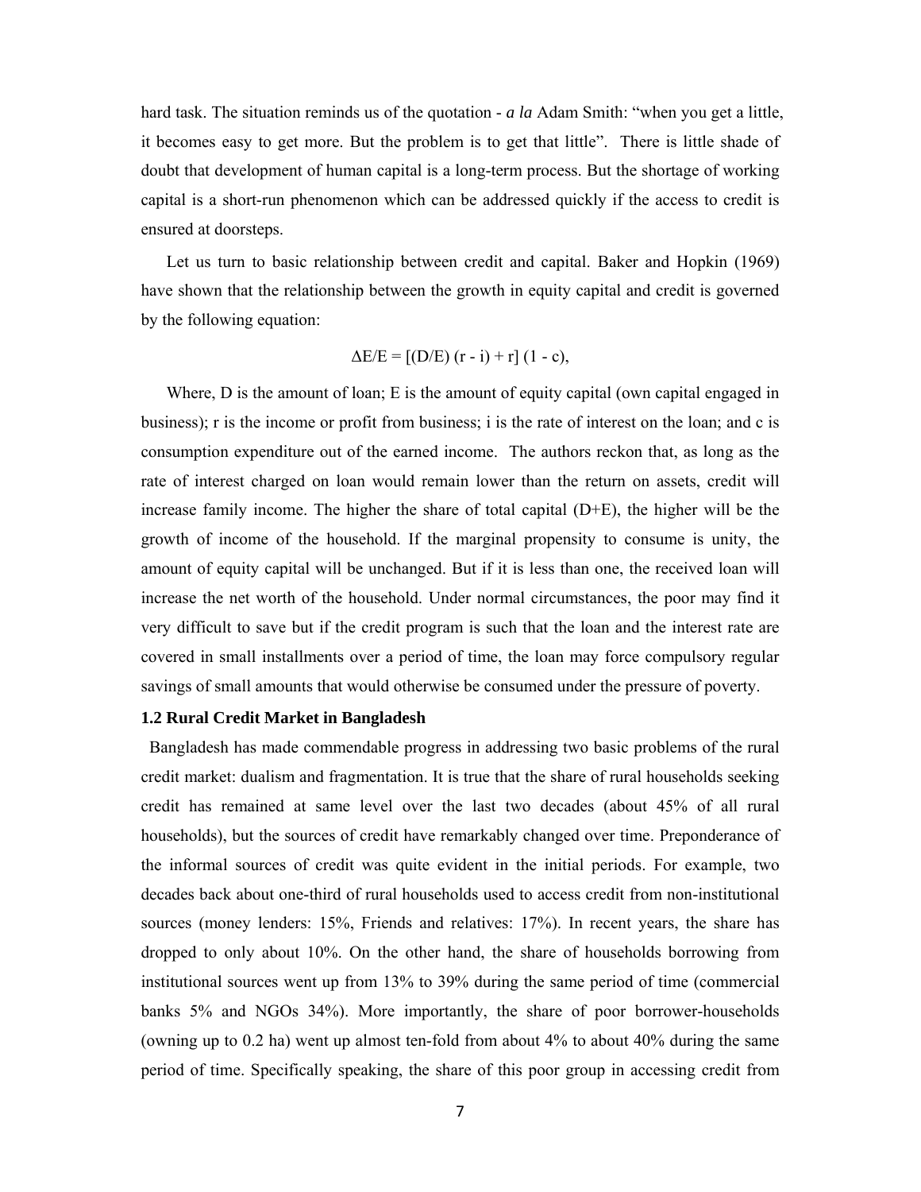hard task. The situation reminds us of the quotation - *a la* Adam Smith: "when you get a little, it becomes easy to get more. But the problem is to get that little". There is little shade of doubt that development of human capital is a long-term process. But the shortage of working capital is a short-run phenomenon which can be addressed quickly if the access to credit is ensured at doorsteps.

Let us turn to basic relationship between credit and capital. Baker and Hopkin (1969) have shown that the relationship between the growth in equity capital and credit is governed by the following equation:

$$\Delta E/E = [(D/E)\,(r - i) + r]\,(1 - c),$$

Where, D is the amount of loan; E is the amount of equity capital (own capital engaged in business); r is the income or profit from business; i is the rate of interest on the loan; and c is consumption expenditure out of the earned income. The authors reckon that, as long as the rate of interest charged on loan would remain lower than the return on assets, credit will increase family income. The higher the share of total capital (D+E), the higher will be the growth of income of the household. If the marginal propensity to consume is unity, the amount of equity capital will be unchanged. But if it is less than one, the received loan will increase the net worth of the household. Under normal circumstances, the poor may find it very difficult to save but if the credit program is such that the loan and the interest rate are covered in small installments over a period of time, the loan may force compulsory regular savings of small amounts that would otherwise be consumed under the pressure of poverty.

### 1.2 Rural Credit Market in Bangladesh

Bangladesh has made commendable progress in addressing two basic problems of the rural credit market: dualism and fragmentation. It is true that the share of rural households seeking credit has remained at same level over the last two decades (about 45% of all rural households), but the sources of credit have remarkably changed over time. Preponderance of the informal sources of credit was quite evident in the initial periods. For example, two decades back about one-third of rural households used to access credit from non-institutional sources (money lenders: 15%, Friends and relatives: 17%). In recent years, the share has dropped to only about 10%. On the other hand, the share of households borrowing from institutional sources went up from 13% to 39% during the same period of time (commercial banks 5% and NGOs 34%). More importantly, the share of poor borrower-households (owning up to 0.2 ha) went up almost ten-fold from about 4% to about 40% during the same period of time. Specifically speaking, the share of this poor group in accessing credit from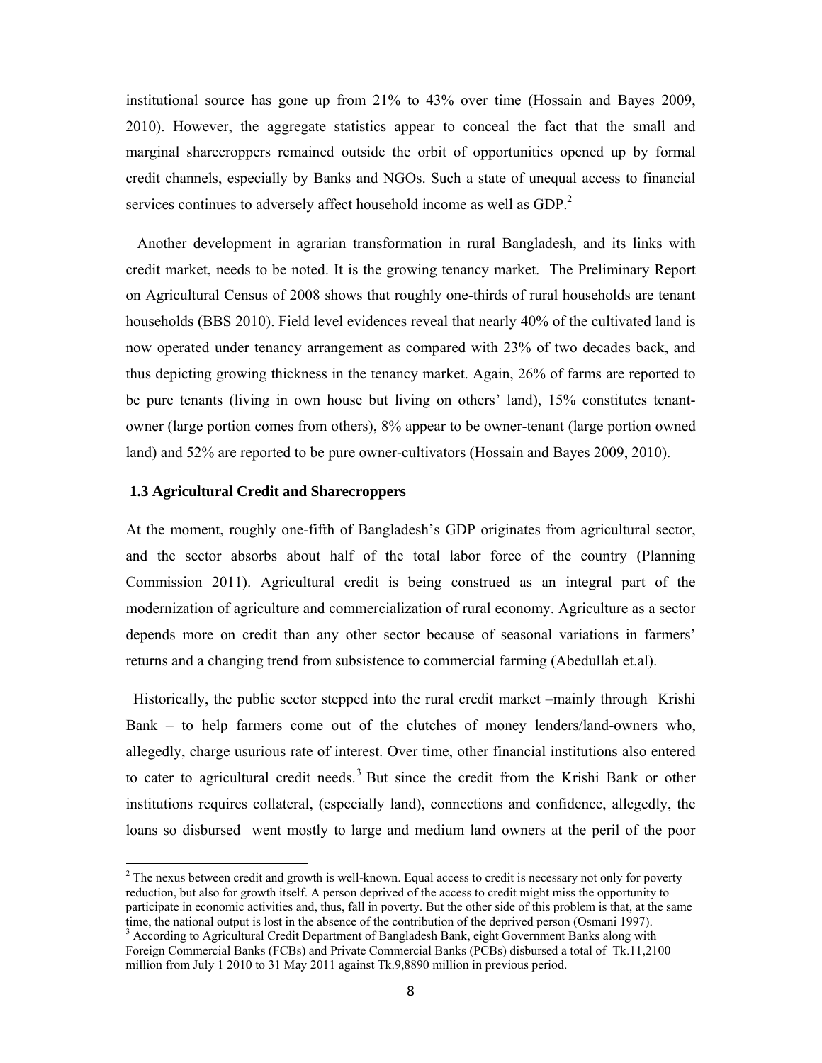institutional source has gone up from 21% to 43% over time (Hossain and Bayes 2009, 2010). However, the aggregate statistics appear to conceal the fact that the small and marginal sharecroppers remained outside the orbit of opportunities opened up by formal credit channels, especially by Banks and NGOs. Such a state of unequal access to financial services continues to adversely affect household income as well as GDP.[2]

Another development in agrarian transformation in rural Bangladesh, and its links with credit market, needs to be noted. It is the growing tenancy market. The Preliminary Report on Agricultural Census of 2008 shows that roughly one-thirds of rural households are tenant households (BBS 2010). Field level evidences reveal that nearly 40% of the cultivated land is now operated under tenancy arrangement as compared with 23% of two decades back, and thus depicting growing thickness in the tenancy market. Again, 26% of farms are reported to be pure tenants (living in own house but living on others' land), 15% constitutes tenant-owner (large portion comes from others), 8% appear to be owner-tenant (large portion owned land) and 52% are reported to be pure owner-cultivators (Hossain and Bayes 2009, 2010).

### 1.3 Agricultural Credit and Sharecroppers

At the moment, roughly one-fifth of Bangladesh's GDP originates from agricultural sector, and the sector absorbs about half of the total labor force of the country (Planning Commission 2011). Agricultural credit is being construed as an integral part of the modernization of agriculture and commercialization of rural economy. Agriculture as a sector depends more on credit than any other sector because of seasonal variations in farmers' returns and a changing trend from subsistence to commercial farming (Abedullah et.al).

Historically, the public sector stepped into the rural credit market –mainly through Krishi Bank – to help farmers come out of the clutches of money lenders/land-owners who, allegedly, charge usurious rate of interest. Over time, other financial institutions also entered to cater to agricultural credit needs.[3] But since the credit from the Krishi Bank or other institutions requires collateral, (especially land), connections and confidence, allegedly, the loans so disbursed went mostly to large and medium land owners at the peril of the poor

---

[2] The nexus between credit and growth is well-known. Equal access to credit is necessary not only for poverty reduction, but also for growth itself. A person deprived of the access to credit might miss the opportunity to participate in economic activities and, thus, fall in poverty. But the other side of this problem is that, at the same time, the national output is lost in the absence of the contribution of the deprived person (Osmani 1997).

[3] According to Agricultural Credit Department of Bangladesh Bank, eight Government Banks along with Foreign Commercial Banks (FCBs) and Private Commercial Banks (PCBs) disbursed a total of Tk.11,2100 million from July 1 2010 to 31 May 2011 against Tk.9,8890 million in previous period.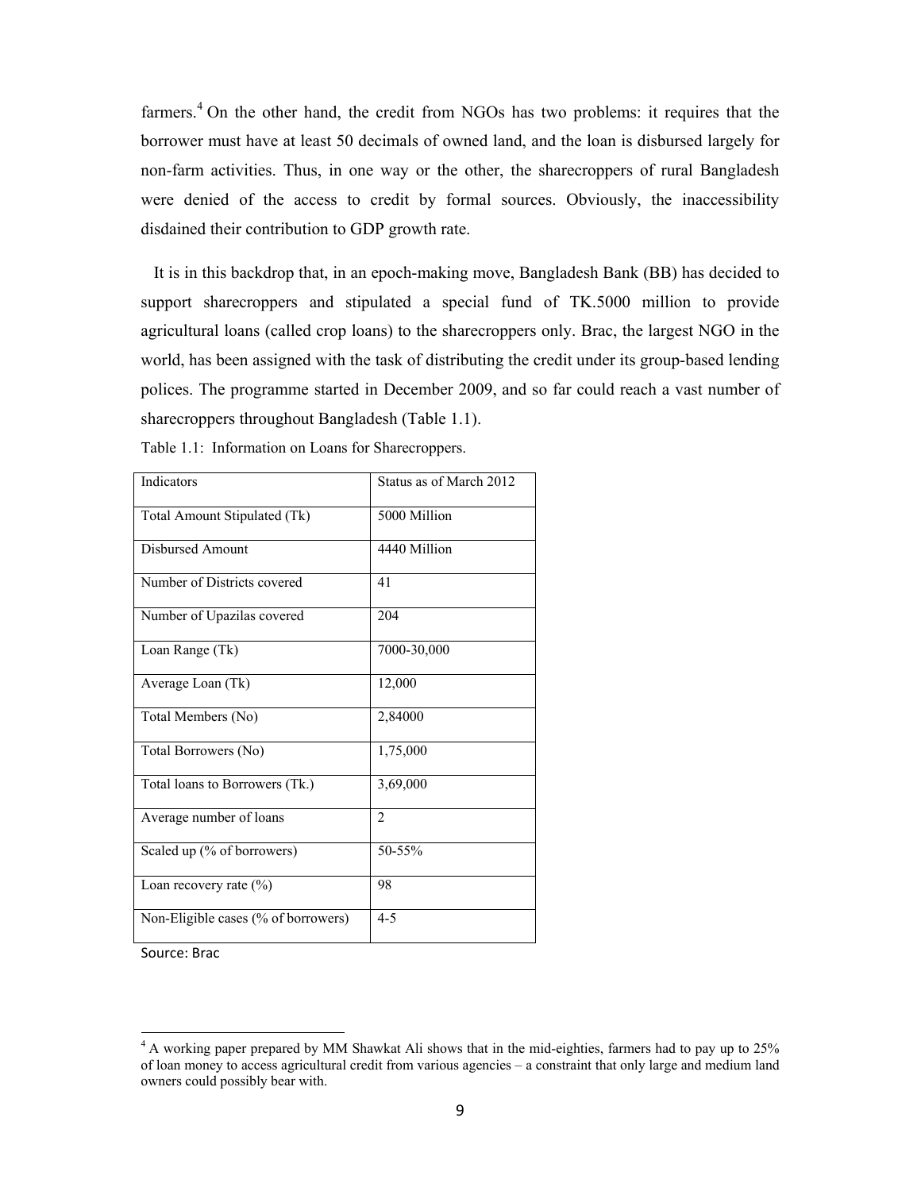farmers.[4] On the other hand, the credit from NGOs has two problems: it requires that the borrower must have at least 50 decimals of owned land, and the loan is disbursed largely for non-farm activities. Thus, in one way or the other, the sharecroppers of rural Bangladesh were denied of the access to credit by formal sources. Obviously, the inaccessibility disdained their contribution to GDP growth rate.

It is in this backdrop that, in an epoch-making move, Bangladesh Bank (BB) has decided to support sharecroppers and stipulated a special fund of TK.5000 million to provide agricultural loans (called crop loans) to the sharecroppers only. Brac, the largest NGO in the world, has been assigned with the task of distributing the credit under its group-based lending polices. The programme started in December 2009, and so far could reach a vast number of sharecroppers throughout Bangladesh (Table 1.1).

Table 1.1: Information on Loans for Sharecroppers.

| Indicators | Status as of March 2012 |
| --- | --- |
| Total Amount Stipulated (Tk) | 5000 Million |
| Disbursed Amount | 4440 Million |
| Number of Districts covered | 41 |
| Number of Upazilas covered | 204 |
| Loan Range (Tk) | 7000-30,000 |
| Average Loan (Tk) | 12,000 |
| Total Members (No) | 2,84000 |
| Total Borrowers (No) | 1,75,000 |
| Total loans to Borrowers (Tk.) | 3,69,000 |
| Average number of loans | 2 |
| Scaled up (% of borrowers) | 50-55% |
| Loan recovery rate (%) | 98 |
| Non-Eligible cases (% of borrowers) | 4-5 |

Source: Brac

[4] A working paper prepared by MM Shawkat Ali shows that in the mid-eighties, farmers had to pay up to 25% of loan money to access agricultural credit from various agencies – a constraint that only large and medium land owners could possibly bear with.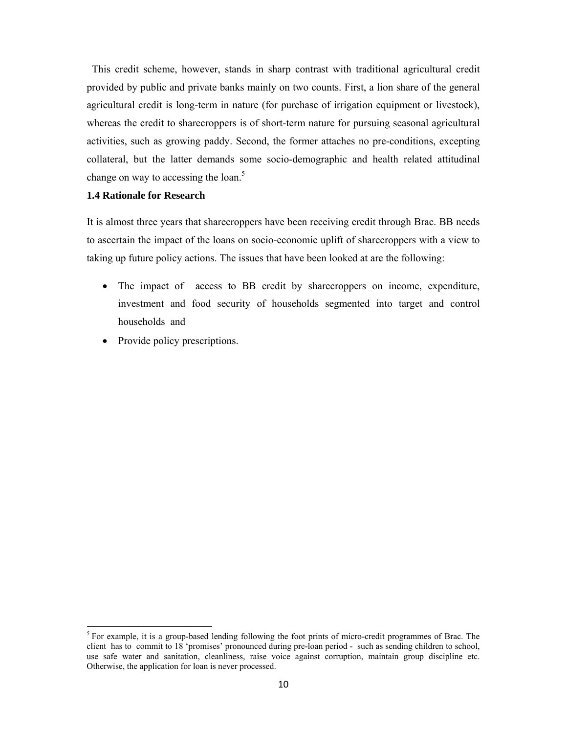This credit scheme, however, stands in sharp contrast with traditional agricultural credit provided by public and private banks mainly on two counts. First, a lion share of the general agricultural credit is long-term in nature (for purchase of irrigation equipment or livestock), whereas the credit to sharecroppers is of short-term nature for pursuing seasonal agricultural activities, such as growing paddy. Second, the former attaches no pre-conditions, excepting collateral, but the latter demands some socio-demographic and health related attitudinal change on way to accessing the loan.[5]

### 1.4 Rationale for Research

It is almost three years that sharecroppers have been receiving credit through Brac. BB needs to ascertain the impact of the loans on socio-economic uplift of sharecroppers with a view to taking up future policy actions. The issues that have been looked at are the following:

- The impact of access to BB credit by sharecroppers on income, expenditure, investment and food security of households segmented into target and control households and
- Provide policy prescriptions.

---

[5] For example, it is a group-based lending following the foot prints of micro-credit programmes of Brac. The client has to commit to 18 'promises' pronounced during pre-loan period - such as sending children to school, use safe water and sanitation, cleanliness, raise voice against corruption, maintain group discipline etc. Otherwise, the application for loan is never processed.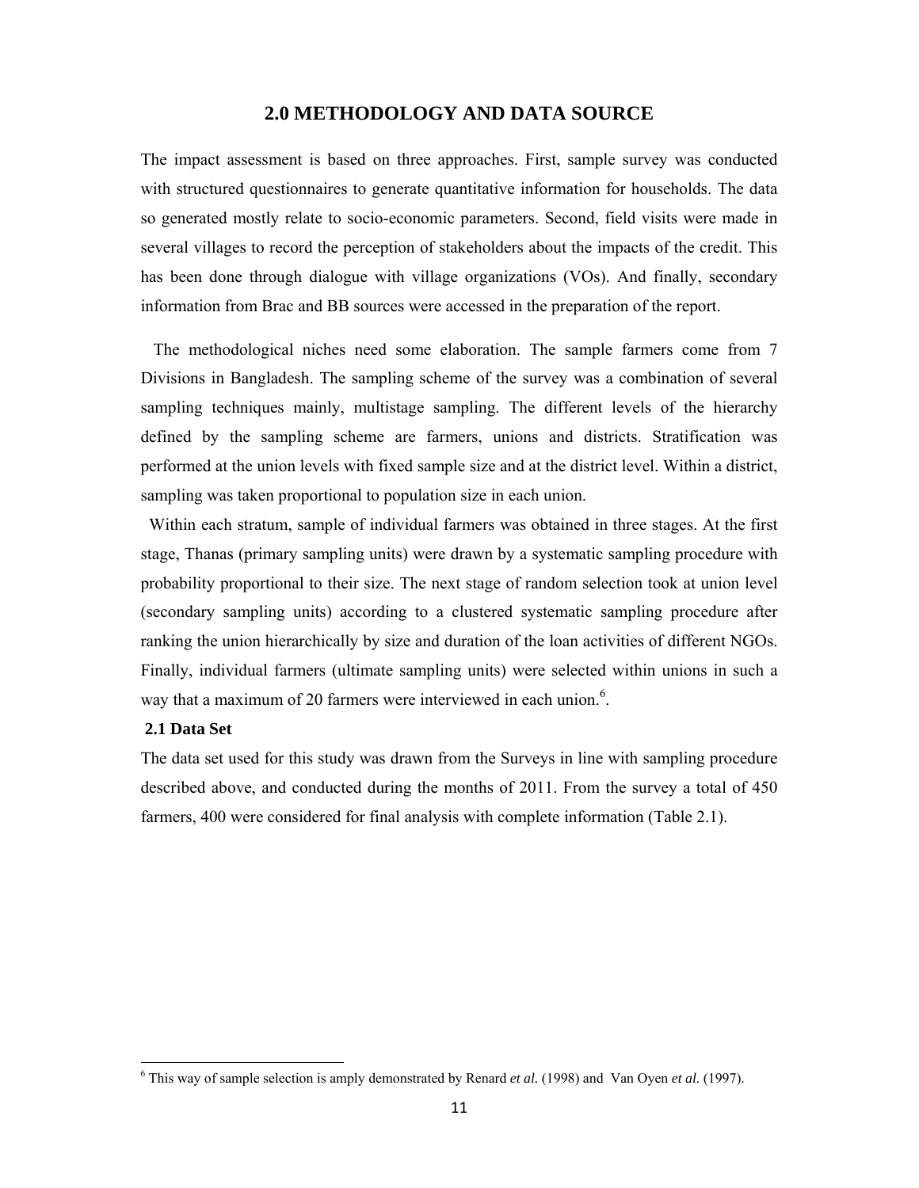# 2.0 METHODOLOGY AND DATA SOURCE

The impact assessment is based on three approaches. First, sample survey was conducted with structured questionnaires to generate quantitative information for households. The data so generated mostly relate to socio-economic parameters. Second, field visits were made in several villages to record the perception of stakeholders about the impacts of the credit. This has been done through dialogue with village organizations (VOs). And finally, secondary information from Brac and BB sources were accessed in the preparation of the report.

The methodological niches need some elaboration. The sample farmers come from 7 Divisions in Bangladesh. The sampling scheme of the survey was a combination of several sampling techniques mainly, multistage sampling. The different levels of the hierarchy defined by the sampling scheme are farmers, unions and districts. Stratification was performed at the union levels with fixed sample size and at the district level. Within a district, sampling was taken proportional to population size in each union.

Within each stratum, sample of individual farmers was obtained in three stages. At the first stage, Thanas (primary sampling units) were drawn by a systematic sampling procedure with probability proportional to their size. The next stage of random selection took at union level (secondary sampling units) according to a clustered systematic sampling procedure after ranking the union hierarchically by size and duration of the loan activities of different NGOs. Finally, individual farmers (ultimate sampling units) were selected within unions in such a way that a maximum of 20 farmers were interviewed in each union.[6].

## 2.1 Data Set

The data set used for this study was drawn from the Surveys in line with sampling procedure described above, and conducted during the months of 2011. From the survey a total of 450 farmers, 400 were considered for final analysis with complete information (Table 2.1).

---

[6] This way of sample selection is amply demonstrated by Renard *et al.* (1998) and Van Oyen *et al.* (1997).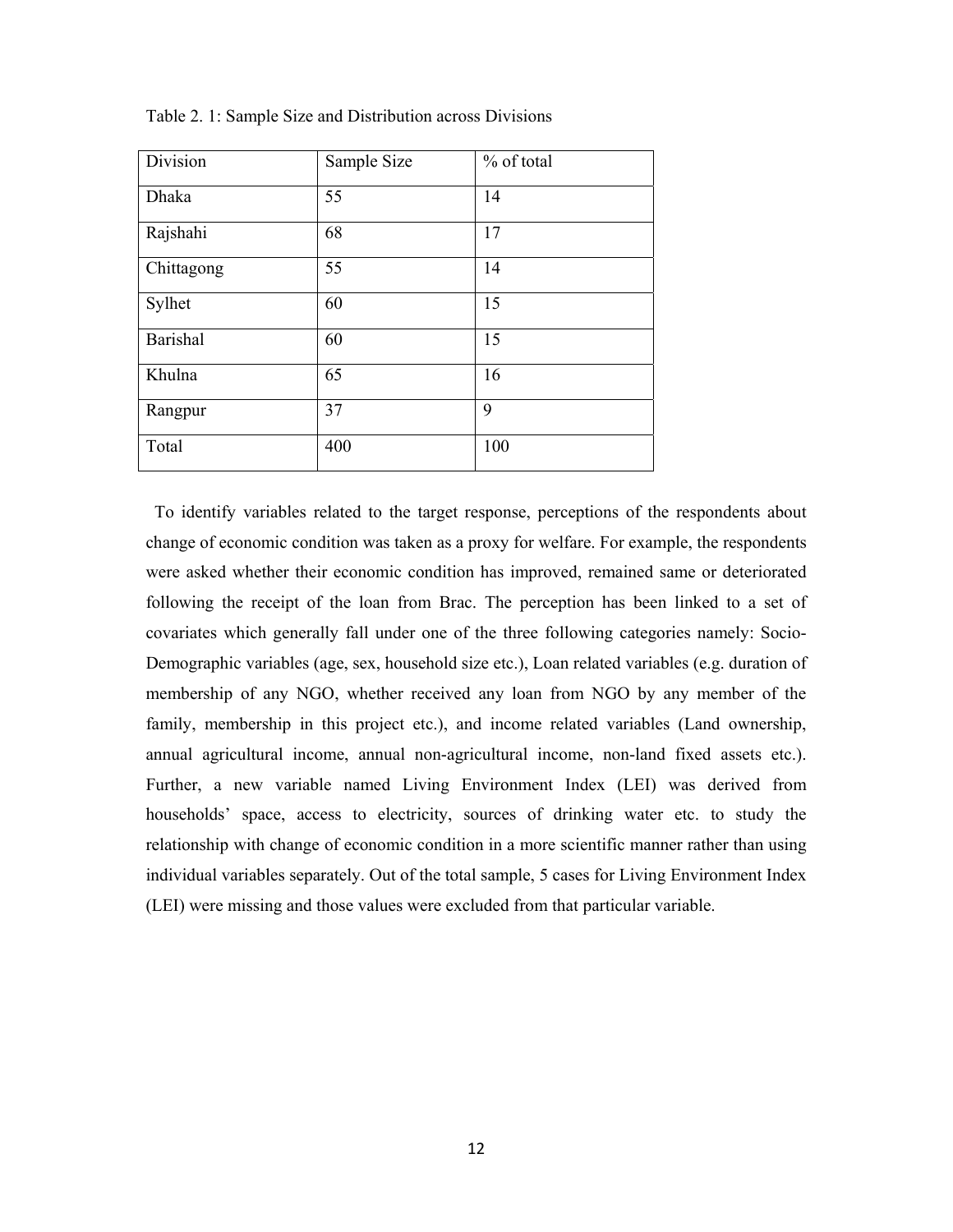Table 2. 1: Sample Size and Distribution across Divisions

| Division | Sample Size | % of total |
| --- | --- | --- |
| Dhaka | 55 | 14 |
| Rajshahi | 68 | 17 |
| Chittagong | 55 | 14 |
| Sylhet | 60 | 15 |
| Barishal | 60 | 15 |
| Khulna | 65 | 16 |
| Rangpur | 37 | 9 |
| Total | 400 | 100 |

To identify variables related to the target response, perceptions of the respondents about change of economic condition was taken as a proxy for welfare. For example, the respondents were asked whether their economic condition has improved, remained same or deteriorated following the receipt of the loan from Brac. The perception has been linked to a set of covariates which generally fall under one of the three following categories namely: Socio-Demographic variables (age, sex, household size etc.), Loan related variables (e.g. duration of membership of any NGO, whether received any loan from NGO by any member of the family, membership in this project etc.), and income related variables (Land ownership, annual agricultural income, annual non-agricultural income, non-land fixed assets etc.). Further, a new variable named Living Environment Index (LEI) was derived from households' space, access to electricity, sources of drinking water etc. to study the relationship with change of economic condition in a more scientific manner rather than using individual variables separately. Out of the total sample, 5 cases for Living Environment Index (LEI) were missing and those values were excluded from that particular variable.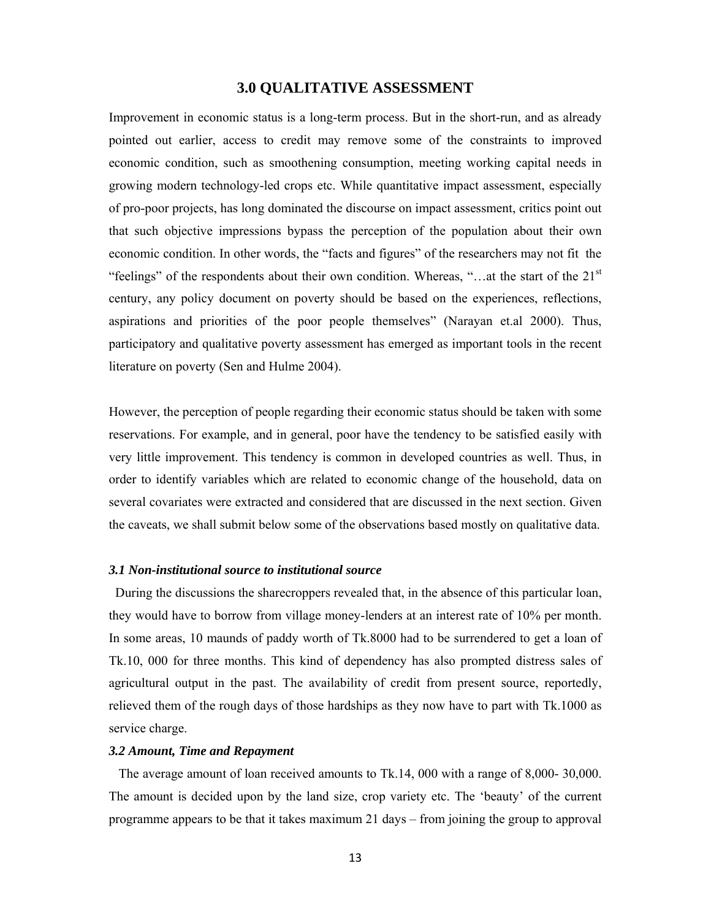# 3.0 QUALITATIVE ASSESSMENT

Improvement in economic status is a long-term process. But in the short-run, and as already pointed out earlier, access to credit may remove some of the constraints to improved economic condition, such as smoothening consumption, meeting working capital needs in growing modern technology-led crops etc. While quantitative impact assessment, especially of pro-poor projects, has long dominated the discourse on impact assessment, critics point out that such objective impressions bypass the perception of the population about their own economic condition. In other words, the "facts and figures" of the researchers may not fit the "feelings" of the respondents about their own condition. Whereas, "…at the start of the 21st century, any policy document on poverty should be based on the experiences, reflections, aspirations and priorities of the poor people themselves" (Narayan et.al 2000). Thus, participatory and qualitative poverty assessment has emerged as important tools in the recent literature on poverty (Sen and Hulme 2004).

However, the perception of people regarding their economic status should be taken with some reservations. For example, and in general, poor have the tendency to be satisfied easily with very little improvement. This tendency is common in developed countries as well. Thus, in order to identify variables which are related to economic change of the household, data on several covariates were extracted and considered that are discussed in the next section. Given the caveats, we shall submit below some of the observations based mostly on qualitative data.

### *3.1 Non-institutional source to institutional source*

During the discussions the sharecroppers revealed that, in the absence of this particular loan, they would have to borrow from village money-lenders at an interest rate of 10% per month. In some areas, 10 maunds of paddy worth of Tk.8000 had to be surrendered to get a loan of Tk.10, 000 for three months. This kind of dependency has also prompted distress sales of agricultural output in the past. The availability of credit from present source, reportedly, relieved them of the rough days of those hardships as they now have to part with Tk.1000 as service charge.

### *3.2 Amount, Time and Repayment*

The average amount of loan received amounts to Tk.14, 000 with a range of 8,000- 30,000. The amount is decided upon by the land size, crop variety etc. The 'beauty' of the current programme appears to be that it takes maximum 21 days – from joining the group to approval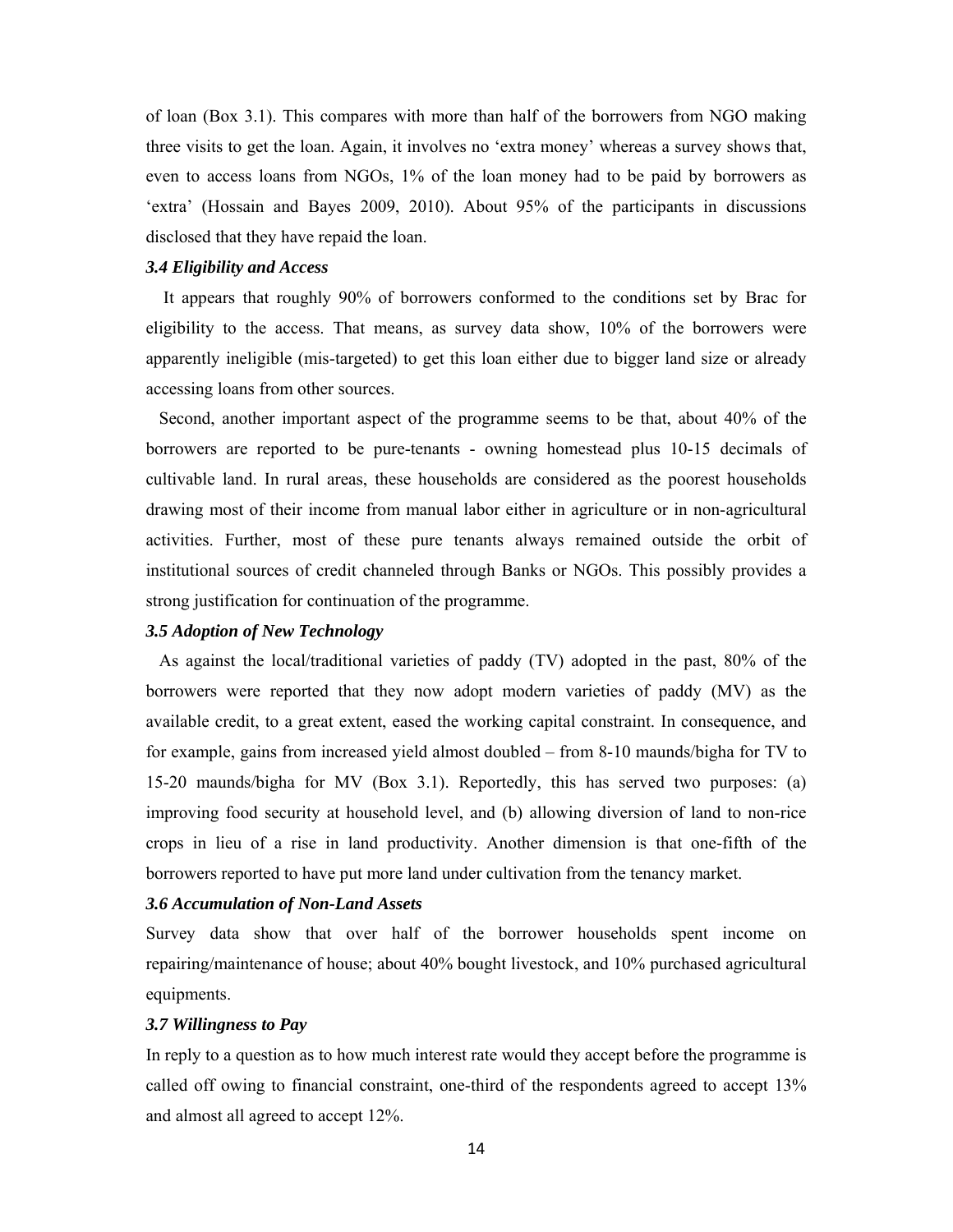of loan (Box 3.1). This compares with more than half of the borrowers from NGO making three visits to get the loan. Again, it involves no 'extra money' whereas a survey shows that, even to access loans from NGOs, 1% of the loan money had to be paid by borrowers as 'extra' (Hossain and Bayes 2009, 2010). About 95% of the participants in discussions disclosed that they have repaid the loan.

### *3.4 Eligibility and Access*

It appears that roughly 90% of borrowers conformed to the conditions set by Brac for eligibility to the access. That means, as survey data show, 10% of the borrowers were apparently ineligible (mis-targeted) to get this loan either due to bigger land size or already accessing loans from other sources.

Second, another important aspect of the programme seems to be that, about 40% of the borrowers are reported to be pure-tenants - owning homestead plus 10-15 decimals of cultivable land. In rural areas, these households are considered as the poorest households drawing most of their income from manual labor either in agriculture or in non-agricultural activities. Further, most of these pure tenants always remained outside the orbit of institutional sources of credit channeled through Banks or NGOs. This possibly provides a strong justification for continuation of the programme.

### *3.5 Adoption of New Technology*

As against the local/traditional varieties of paddy (TV) adopted in the past, 80% of the borrowers were reported that they now adopt modern varieties of paddy (MV) as the available credit, to a great extent, eased the working capital constraint. In consequence, and for example, gains from increased yield almost doubled – from 8-10 maunds/bigha for TV to 15-20 maunds/bigha for MV (Box 3.1). Reportedly, this has served two purposes: (a) improving food security at household level, and (b) allowing diversion of land to non-rice crops in lieu of a rise in land productivity. Another dimension is that one-fifth of the borrowers reported to have put more land under cultivation from the tenancy market.

### *3.6 Accumulation of Non-Land Assets*

Survey data show that over half of the borrower households spent income on repairing/maintenance of house; about 40% bought livestock, and 10% purchased agricultural equipments.

### *3.7 Willingness to Pay*

In reply to a question as to how much interest rate would they accept before the programme is called off owing to financial constraint, one-third of the respondents agreed to accept 13% and almost all agreed to accept 12%.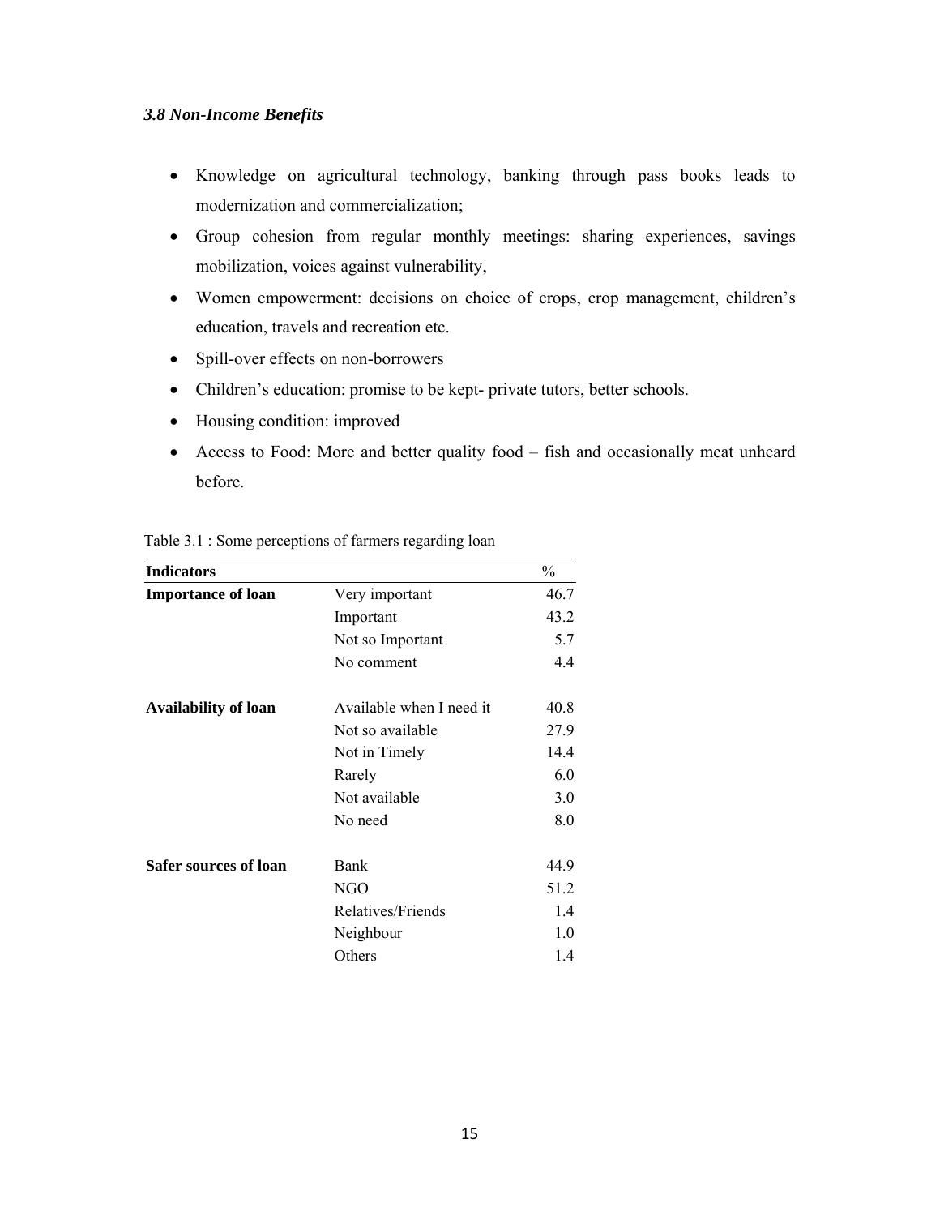### *3.8 Non-Income Benefits*

- Knowledge on agricultural technology, banking through pass books leads to modernization and commercialization;
- Group cohesion from regular monthly meetings: sharing experiences, savings mobilization, voices against vulnerability,
- Women empowerment: decisions on choice of crops, crop management, children's education, travels and recreation etc.
- Spill-over effects on non-borrowers
- Children's education: promise to be kept- private tutors, better schools.
- Housing condition: improved
- Access to Food: More and better quality food – fish and occasionally meat unheard before.

Table 3.1 : Some perceptions of farmers regarding loan

| **Indicators** | | % |
|---|---|---|
| **Importance of loan** | Very important | 46.7 |
| | Important | 43.2 |
| | Not so Important | 5.7 |
| | No comment | 4.4 |
| **Availability of loan** | Available when I need it | 40.8 |
| | Not so available | 27.9 |
| | Not in Timely | 14.4 |
| | Rarely | 6.0 |
| | Not available | 3.0 |
| | No need | 8.0 |
| **Safer sources of loan** | Bank | 44.9 |
| | NGO | 51.2 |
| | Relatives/Friends | 1.4 |
| | Neighbour | 1.0 |
| | Others | 1.4 |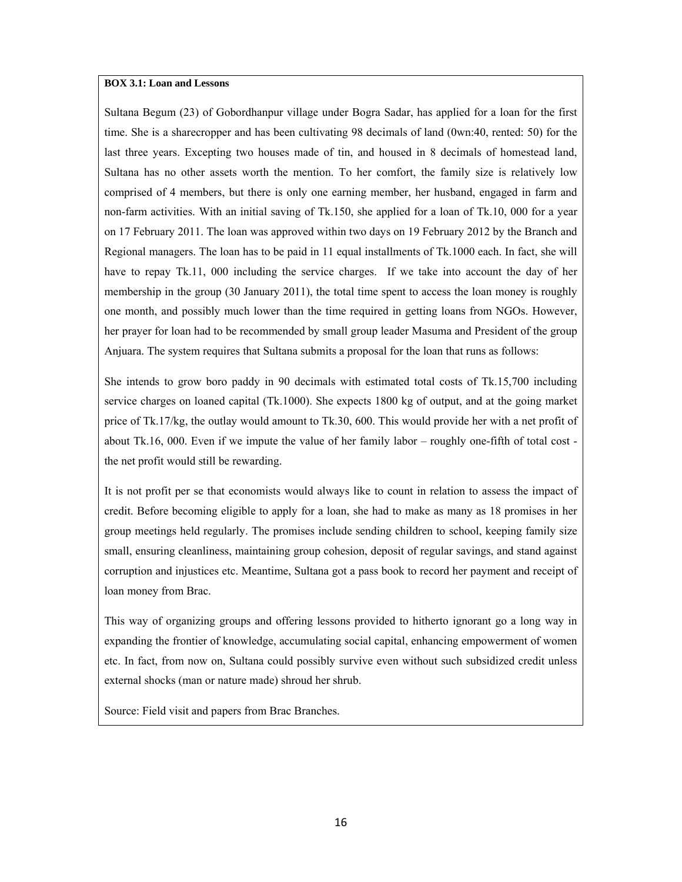**BOX 3.1: Loan and Lessons**

Sultana Begum (23) of Gobordhanpur village under Bogra Sadar, has applied for a loan for the first time. She is a sharecropper and has been cultivating 98 decimals of land (0wn:40, rented: 50) for the last three years. Excepting two houses made of tin, and housed in 8 decimals of homestead land, Sultana has no other assets worth the mention. To her comfort, the family size is relatively low comprised of 4 members, but there is only one earning member, her husband, engaged in farm and non-farm activities. With an initial saving of Tk.150, she applied for a loan of Tk.10, 000 for a year on 17 February 2011. The loan was approved within two days on 19 February 2012 by the Branch and Regional managers. The loan has to be paid in 11 equal installments of Tk.1000 each. In fact, she will have to repay Tk.11, 000 including the service charges. If we take into account the day of her membership in the group (30 January 2011), the total time spent to access the loan money is roughly one month, and possibly much lower than the time required in getting loans from NGOs. However, her prayer for loan had to be recommended by small group leader Masuma and President of the group Anjuara. The system requires that Sultana submits a proposal for the loan that runs as follows:

She intends to grow boro paddy in 90 decimals with estimated total costs of Tk.15,700 including service charges on loaned capital (Tk.1000). She expects 1800 kg of output, and at the going market price of Tk.17/kg, the outlay would amount to Tk.30, 600. This would provide her with a net profit of about Tk.16, 000. Even if we impute the value of her family labor – roughly one-fifth of total cost - the net profit would still be rewarding.

It is not profit per se that economists would always like to count in relation to assess the impact of credit. Before becoming eligible to apply for a loan, she had to make as many as 18 promises in her group meetings held regularly. The promises include sending children to school, keeping family size small, ensuring cleanliness, maintaining group cohesion, deposit of regular savings, and stand against corruption and injustices etc. Meantime, Sultana got a pass book to record her payment and receipt of loan money from Brac.

This way of organizing groups and offering lessons provided to hitherto ignorant go a long way in expanding the frontier of knowledge, accumulating social capital, enhancing empowerment of women etc. In fact, from now on, Sultana could possibly survive even without such subsidized credit unless external shocks (man or nature made) shroud her shrub.

Source: Field visit and papers from Brac Branches.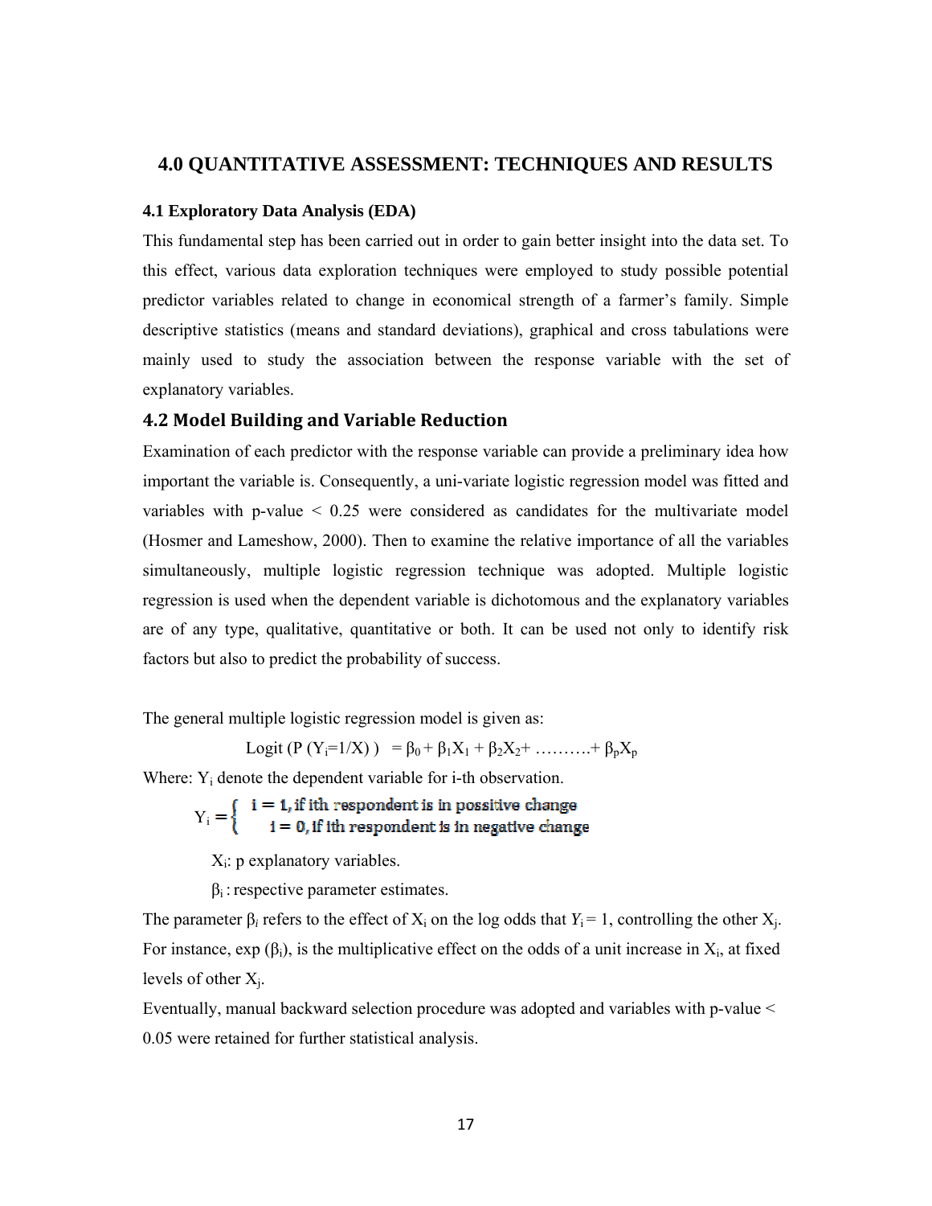## 4.0 QUANTITATIVE ASSESSMENT: TECHNIQUES AND RESULTS

### 4.1 Exploratory Data Analysis (EDA)

This fundamental step has been carried out in order to gain better insight into the data set. To this effect, various data exploration techniques were employed to study possible potential predictor variables related to change in economical strength of a farmer's family. Simple descriptive statistics (means and standard deviations), graphical and cross tabulations were mainly used to study the association between the response variable with the set of explanatory variables.

### 4.2 Model Building and Variable Reduction

Examination of each predictor with the response variable can provide a preliminary idea how important the variable is. Consequently, a uni-variate logistic regression model was fitted and variables with p-value < 0.25 were considered as candidates for the multivariate model (Hosmer and Lameshow, 2000). Then to examine the relative importance of all the variables simultaneously, multiple logistic regression technique was adopted. Multiple logistic regression is used when the dependent variable is dichotomous and the explanatory variables are of any type, qualitative, quantitative or both. It can be used not only to identify risk factors but also to predict the probability of success.

The general multiple logistic regression model is given as:

$$\text{Logit}\,(P\,(Y_i=1/X)) = \beta_0 + \beta_1 X_1 + \beta_2 X_2 + \ldots\ldots\ldots + \beta_p X_p$$

Where: $Y_i$ denote the dependent variable for i-th observation.

$$Y_i = \begin{cases} i = 1, \text{if ith respondent is in possitive change} \\ i = 0, \text{if ith respondent is in negative change} \end{cases}$$

$X_i$: p explanatory variables.

$\beta_i$ : respective parameter estimates.

The parameter $\beta_i$ refers to the effect of $X_i$ on the log odds that $Y_i = 1$, controlling the other $X_j$. For instance, exp ($\beta_i$), is the multiplicative effect on the odds of a unit increase in $X_i$, at fixed levels of other $X_j$.

Eventually, manual backward selection procedure was adopted and variables with p-value < 0.05 were retained for further statistical analysis.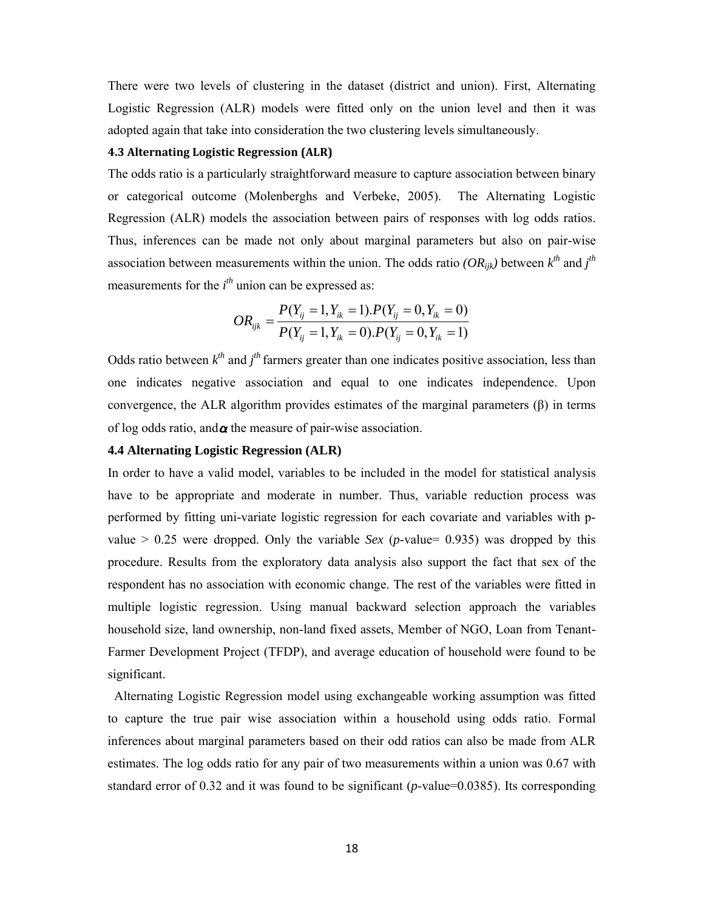There were two levels of clustering in the dataset (district and union). First, Alternating Logistic Regression (ALR) models were fitted only on the union level and then it was adopted again that take into consideration the two clustering levels simultaneously.

### 4.3 Alternating Logistic Regression (ALR)

The odds ratio is a particularly straightforward measure to capture association between binary or categorical outcome (Molenberghs and Verbeke, 2005). The Alternating Logistic Regression (ALR) models the association between pairs of responses with log odds ratios. Thus, inferences can be made not only about marginal parameters but also on pair-wise association between measurements within the union. The odds ratio *($OR_{ijk}$)* between $k^{th}$ and $j^{th}$ measurements for the $i^{th}$ union can be expressed as:

$$OR_{ijk} = \frac{P(Y_{ij} = 1, Y_{ik} = 1).P(Y_{ij} = 0, Y_{ik} = 0)}{P(Y_{ij} = 1, Y_{ik} = 0).P(Y_{ij} = 0, Y_{ik} = 1)}$$

Odds ratio between $k^{th}$ and $j^{th}$ farmers greater than one indicates positive association, less than one indicates negative association and equal to one indicates independence. Upon convergence, the ALR algorithm provides estimates of the marginal parameters (β) in terms of log odds ratio, and $\alpha$ the measure of pair-wise association.

### 4.4 Alternating Logistic Regression (ALR)

In order to have a valid model, variables to be included in the model for statistical analysis have to be appropriate and moderate in number. Thus, variable reduction process was performed by fitting uni-variate logistic regression for each covariate and variables with p-value > 0.25 were dropped. Only the variable *Sex* (*p*-value= 0.935) was dropped by this procedure. Results from the exploratory data analysis also support the fact that sex of the respondent has no association with economic change. The rest of the variables were fitted in multiple logistic regression. Using manual backward selection approach the variables household size, land ownership, non-land fixed assets, Member of NGO, Loan from Tenant-Farmer Development Project (TFDP), and average education of household were found to be significant.

Alternating Logistic Regression model using exchangeable working assumption was fitted to capture the true pair wise association within a household using odds ratio. Formal inferences about marginal parameters based on their odd ratios can also be made from ALR estimates. The log odds ratio for any pair of two measurements within a union was 0.67 with standard error of 0.32 and it was found to be significant (*p*-value=0.0385). Its corresponding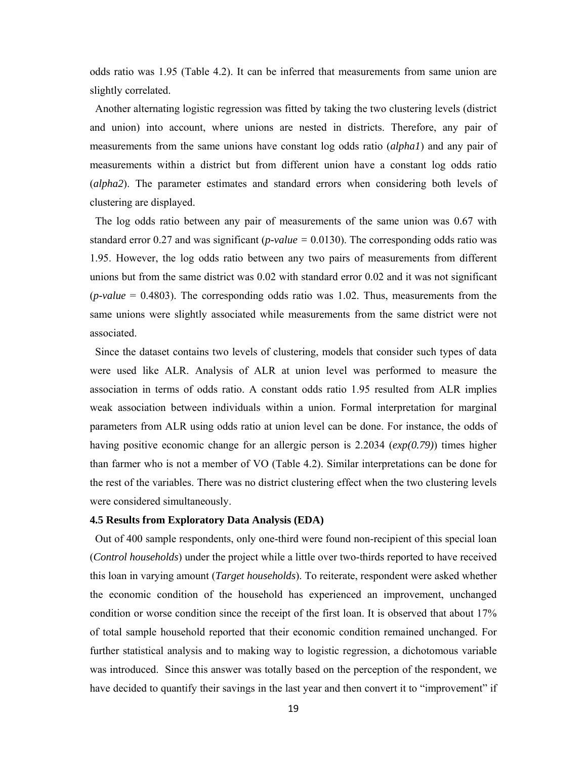odds ratio was 1.95 (Table 4.2). It can be inferred that measurements from same union are slightly correlated.

Another alternating logistic regression was fitted by taking the two clustering levels (district and union) into account, where unions are nested in districts. Therefore, any pair of measurements from the same unions have constant log odds ratio (*alpha1*) and any pair of measurements within a district but from different union have a constant log odds ratio (*alpha2*). The parameter estimates and standard errors when considering both levels of clustering are displayed.

The log odds ratio between any pair of measurements of the same union was 0.67 with standard error 0.27 and was significant (*p-value* = 0.0130). The corresponding odds ratio was 1.95. However, the log odds ratio between any two pairs of measurements from different unions but from the same district was 0.02 with standard error 0.02 and it was not significant (*p-value* = 0.4803). The corresponding odds ratio was 1.02. Thus, measurements from the same unions were slightly associated while measurements from the same district were not associated.

Since the dataset contains two levels of clustering, models that consider such types of data were used like ALR. Analysis of ALR at union level was performed to measure the association in terms of odds ratio. A constant odds ratio 1.95 resulted from ALR implies weak association between individuals within a union. Formal interpretation for marginal parameters from ALR using odds ratio at union level can be done. For instance, the odds of having positive economic change for an allergic person is 2.2034 (*exp(0.79)*) times higher than farmer who is not a member of VO (Table 4.2). Similar interpretations can be done for the rest of the variables. There was no district clustering effect when the two clustering levels were considered simultaneously.

**4.5 Results from Exploratory Data Analysis (EDA)**

Out of 400 sample respondents, only one-third were found non-recipient of this special loan (*Control households*) under the project while a little over two-thirds reported to have received this loan in varying amount (*Target households*). To reiterate, respondent were asked whether the economic condition of the household has experienced an improvement, unchanged condition or worse condition since the receipt of the first loan. It is observed that about 17% of total sample household reported that their economic condition remained unchanged. For further statistical analysis and to making way to logistic regression, a dichotomous variable was introduced. Since this answer was totally based on the perception of the respondent, we have decided to quantify their savings in the last year and then convert it to "improvement" if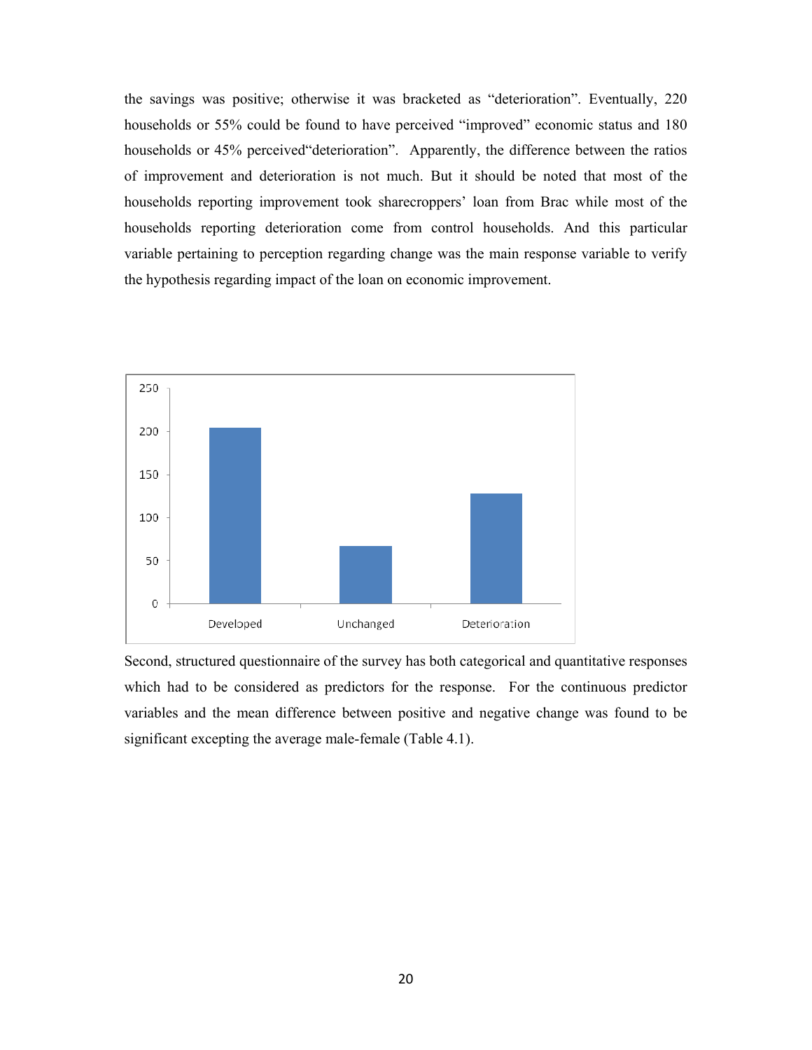the savings was positive; otherwise it was bracketed as "deterioration". Eventually, 220 households or 55% could be found to have perceived "improved" economic status and 180 households or 45% perceived"deterioration". Apparently, the difference between the ratios of improvement and deterioration is not much. But it should be noted that most of the households reporting improvement took sharecroppers' loan from Brac while most of the households reporting deterioration come from control households. And this particular variable pertaining to perception regarding change was the main response variable to verify the hypothesis regarding impact of the loan on economic improvement.

Second, structured questionnaire of the survey has both categorical and quantitative responses which had to be considered as predictors for the response. For the continuous predictor variables and the mean difference between positive and negative change was found to be significant excepting the average male-female (Table 4.1).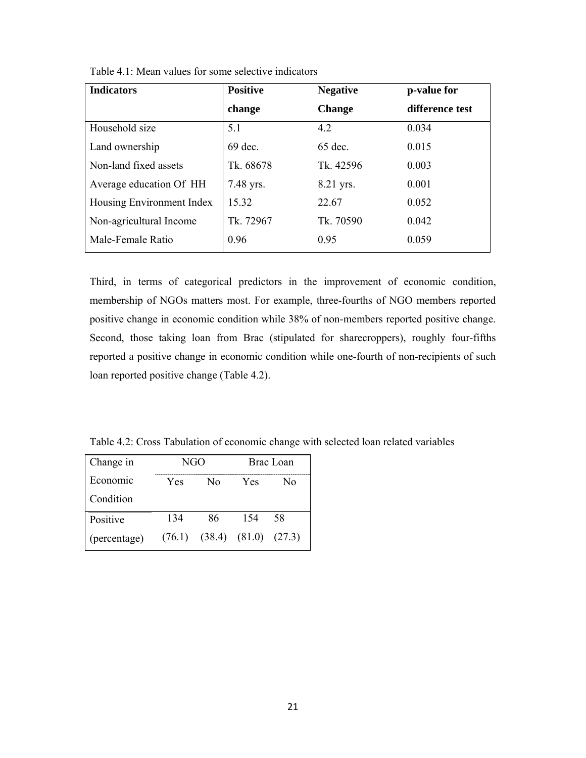Table 4.1: Mean values for some selective indicators

| Indicators | Positive change | Negative Change | p-value for difference test |
|---|---|---|---|
| Household size | 5.1 | 4.2 | 0.034 |
| Land ownership | 69 dec. | 65 dec. | 0.015 |
| Non-land fixed assets | Tk. 68678 | Tk. 42596 | 0.003 |
| Average education Of HH | 7.48 yrs. | 8.21 yrs. | 0.001 |
| Housing Environment Index | 15.32 | 22.67 | 0.052 |
| Non-agricultural Income | Tk. 72967 | Tk. 70590 | 0.042 |
| Male-Female Ratio | 0.96 | 0.95 | 0.059 |

Third, in terms of categorical predictors in the improvement of economic condition, membership of NGOs matters most. For example, three-fourths of NGO members reported positive change in economic condition while 38% of non-members reported positive change. Second, those taking loan from Brac (stipulated for sharecroppers), roughly four-fifths reported a positive change in economic condition while one-fourth of non-recipients of such loan reported positive change (Table 4.2).

Table 4.2: Cross Tabulation of economic change with selected loan related variables

| Change in Economic Condition | NGO | | Brac Loan | |
|---|---|---|---|---|
| | Yes | No | Yes | No |
| Positive (percentage) | 134 (76.1) | 86 (38.4) | 154 (81.0) | 58 (27.3) |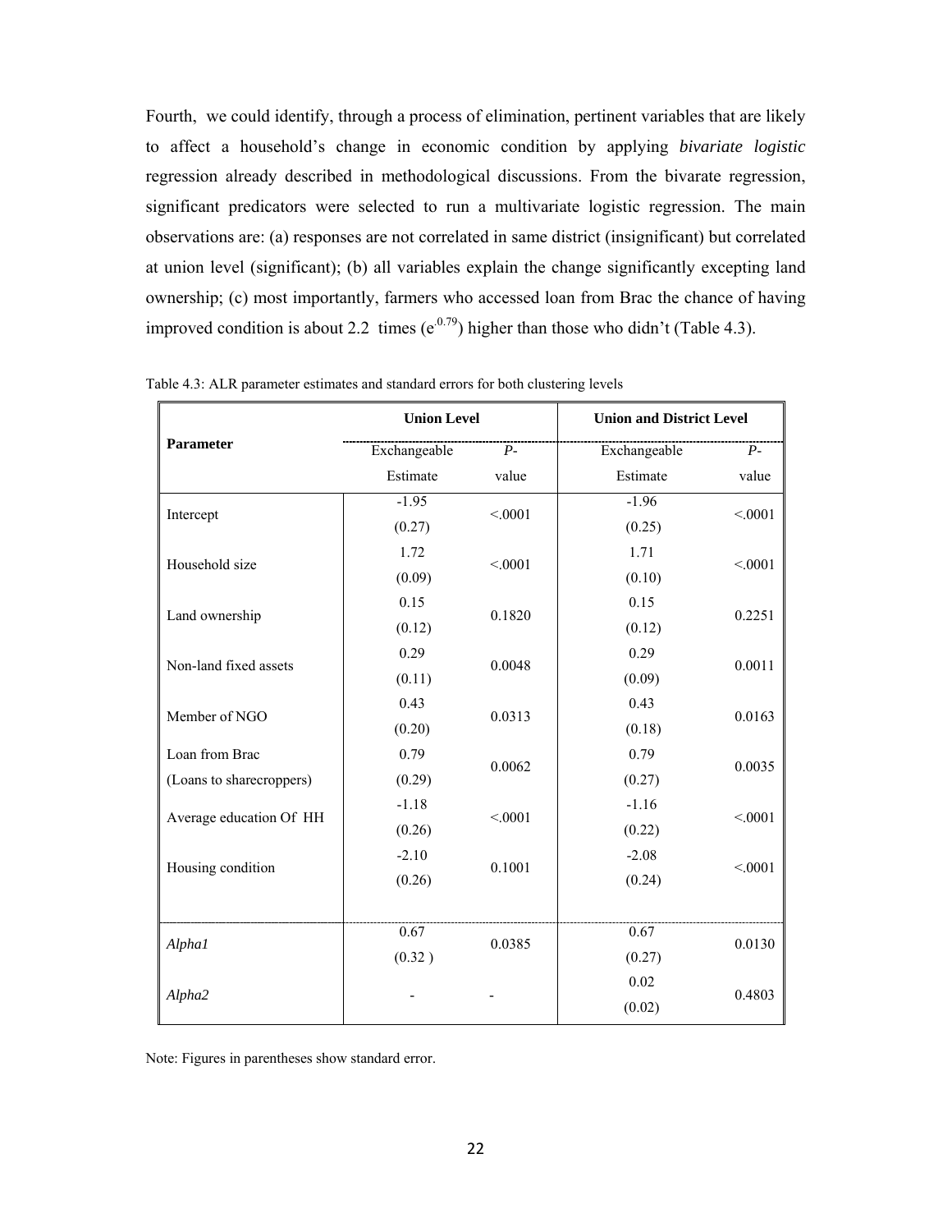Fourth, we could identify, through a process of elimination, pertinent variables that are likely to affect a household's change in economic condition by applying *bivariate logistic* regression already described in methodological discussions. From the bivarate regression, significant predicators were selected to run a multivariate logistic regression. The main observations are: (a) responses are not correlated in same district (insignificant) but correlated at union level (significant); (b) all variables explain the change significantly excepting land ownership; (c) most importantly, farmers who accessed loan from Brac the chance of having improved condition is about 2.2 times ($e^{0.79}$) higher than those who didn't (Table 4.3).

Table 4.3: ALR parameter estimates and standard errors for both clustering levels

| Parameter | Union Level | | Union and District Level | |
|---|---|---|---|---|
| | Exchangeable Estimate | *P*-value | Exchangeable Estimate | *P*-value |
| Intercept | -1.95 (0.27) | <.0001 | -1.96 (0.25) | <.0001 |
| Household size | 1.72 (0.09) | <.0001 | 1.71 (0.10) | <.0001 |
| Land ownership | 0.15 (0.12) | 0.1820 | 0.15 (0.12) | 0.2251 |
| Non-land fixed assets | 0.29 (0.11) | 0.0048 | 0.29 (0.09) | 0.0011 |
| Member of NGO | 0.43 (0.20) | 0.0313 | 0.43 (0.18) | 0.0163 |
| Loan from Brac (Loans to sharecroppers) | 0.79 (0.29) | 0.0062 | 0.79 (0.27) | 0.0035 |
| Average education Of HH | -1.18 (0.26) | <.0001 | -1.16 (0.22) | <.0001 |
| Housing condition | -2.10 (0.26) | 0.1001 | -2.08 (0.24) | <.0001 |
| *Alpha1* | 0.67 (0.32 ) | 0.0385 | 0.67 (0.27) | 0.0130 |
| *Alpha2* | - | - | 0.02 (0.02) | 0.4803 |

Note: Figures in parentheses show standard error.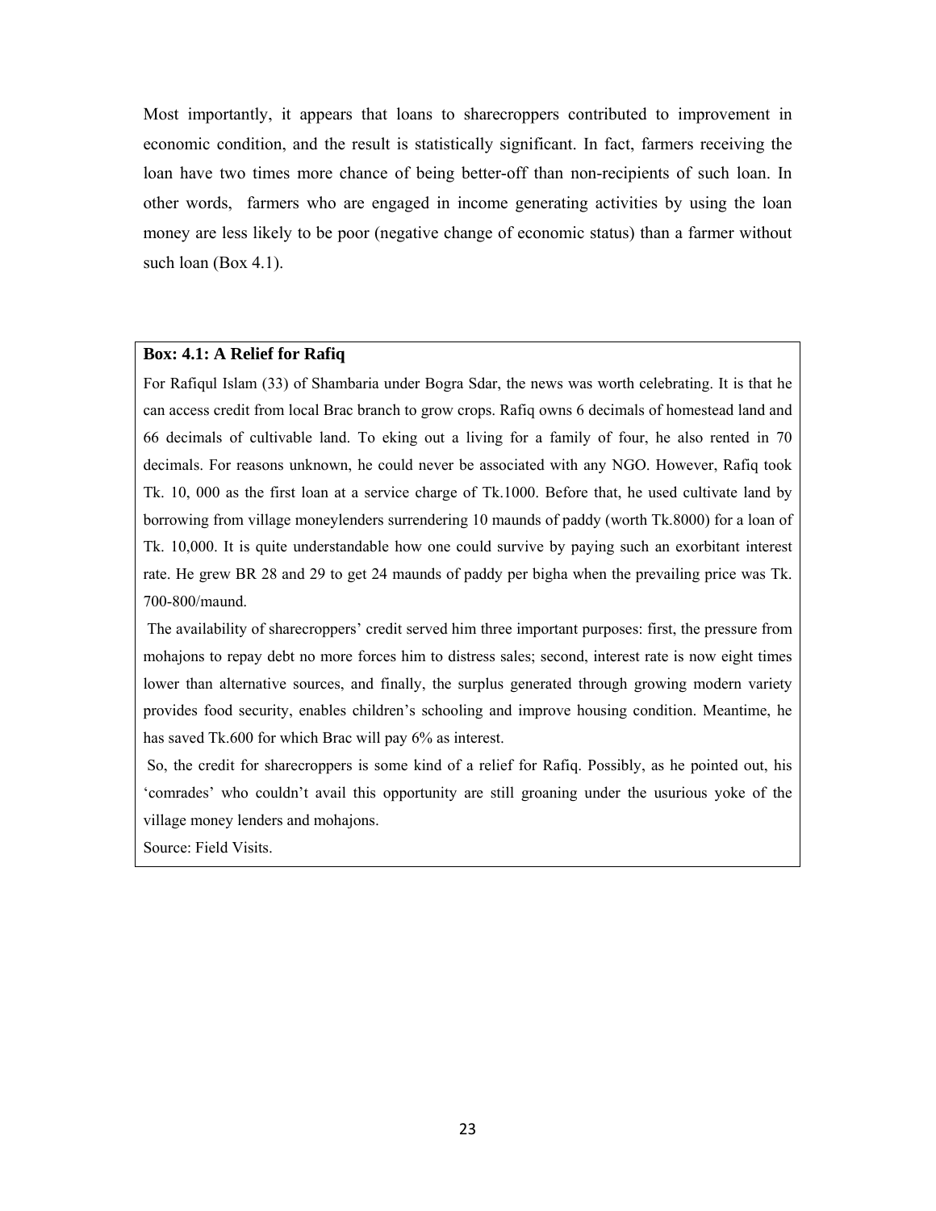Most importantly, it appears that loans to sharecroppers contributed to improvement in economic condition, and the result is statistically significant. In fact, farmers receiving the loan have two times more chance of being better-off than non-recipients of such loan. In other words, farmers who are engaged in income generating activities by using the loan money are less likely to be poor (negative change of economic status) than a farmer without such loan (Box 4.1).

> **Box: 4.1: A Relief for Rafiq**
>
> For Rafiqul Islam (33) of Shambaria under Bogra Sdar, the news was worth celebrating. It is that he can access credit from local Brac branch to grow crops. Rafiq owns 6 decimals of homestead land and 66 decimals of cultivable land. To eking out a living for a family of four, he also rented in 70 decimals. For reasons unknown, he could never be associated with any NGO. However, Rafiq took Tk. 10, 000 as the first loan at a service charge of Tk.1000. Before that, he used cultivate land by borrowing from village moneylenders surrendering 10 maunds of paddy (worth Tk.8000) for a loan of Tk. 10,000. It is quite understandable how one could survive by paying such an exorbitant interest rate. He grew BR 28 and 29 to get 24 maunds of paddy per bigha when the prevailing price was Tk. 700-800/maund.
>
> The availability of sharecroppers' credit served him three important purposes: first, the pressure from mohajons to repay debt no more forces him to distress sales; second, interest rate is now eight times lower than alternative sources, and finally, the surplus generated through growing modern variety provides food security, enables children's schooling and improve housing condition. Meantime, he has saved Tk.600 for which Brac will pay 6% as interest.
>
> So, the credit for sharecroppers is some kind of a relief for Rafiq. Possibly, as he pointed out, his 'comrades' who couldn't avail this opportunity are still groaning under the usurious yoke of the village money lenders and mohajons.
>
> Source: Field Visits.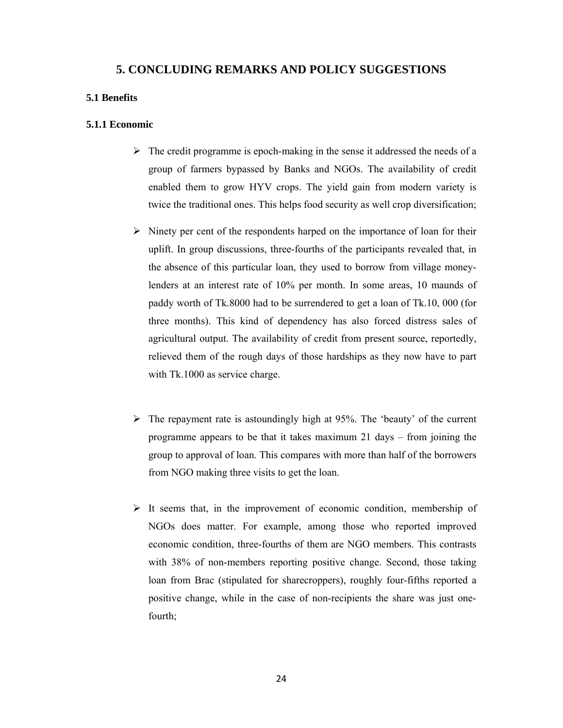## 5. CONCLUDING REMARKS AND POLICY SUGGESTIONS

### 5.1 Benefits

#### 5.1.1 Economic

- The credit programme is epoch-making in the sense it addressed the needs of a group of farmers bypassed by Banks and NGOs. The availability of credit enabled them to grow HYV crops. The yield gain from modern variety is twice the traditional ones. This helps food security as well crop diversification;

- Ninety per cent of the respondents harped on the importance of loan for their uplift. In group discussions, three-fourths of the participants revealed that, in the absence of this particular loan, they used to borrow from village money-lenders at an interest rate of 10% per month. In some areas, 10 maunds of paddy worth of Tk.8000 had to be surrendered to get a loan of Tk.10, 000 (for three months). This kind of dependency has also forced distress sales of agricultural output. The availability of credit from present source, reportedly, relieved them of the rough days of those hardships as they now have to part with Tk.1000 as service charge.

- The repayment rate is astoundingly high at 95%. The 'beauty' of the current programme appears to be that it takes maximum 21 days – from joining the group to approval of loan. This compares with more than half of the borrowers from NGO making three visits to get the loan.

- It seems that, in the improvement of economic condition, membership of NGOs does matter. For example, among those who reported improved economic condition, three-fourths of them are NGO members. This contrasts with 38% of non-members reporting positive change. Second, those taking loan from Brac (stipulated for sharecroppers), roughly four-fifths reported a positive change, while in the case of non-recipients the share was just one-fourth;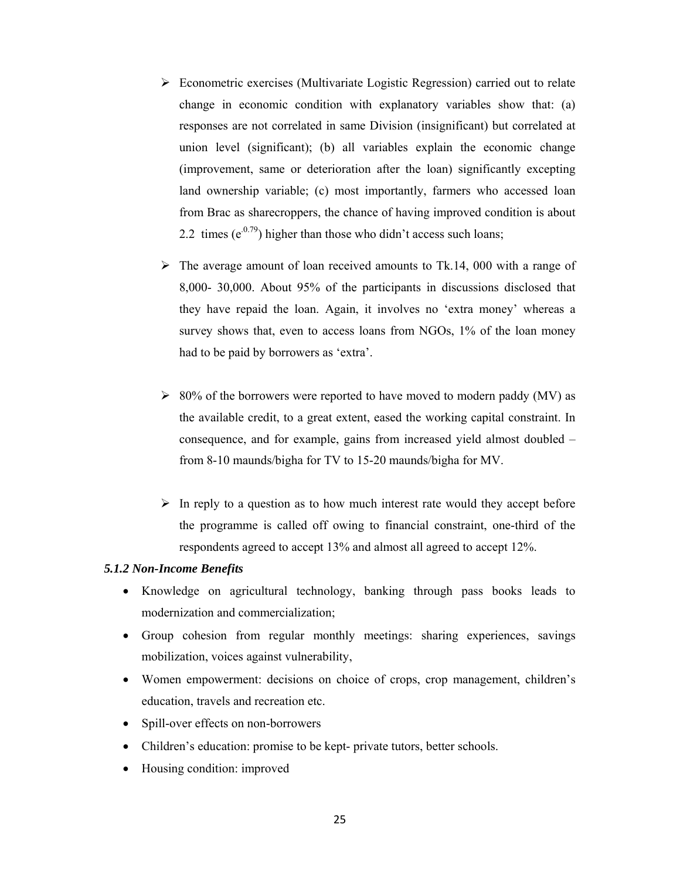- Econometric exercises (Multivariate Logistic Regression) carried out to relate change in economic condition with explanatory variables show that: (a) responses are not correlated in same Division (insignificant) but correlated at union level (significant); (b) all variables explain the economic change (improvement, same or deterioration after the loan) significantly excepting land ownership variable; (c) most importantly, farmers who accessed loan from Brac as sharecroppers, the chance of having improved condition is about 2.2 times ($e^{-0.79}$) higher than those who didn't access such loans;

- The average amount of loan received amounts to Tk.14, 000 with a range of 8,000- 30,000. About 95% of the participants in discussions disclosed that they have repaid the loan. Again, it involves no 'extra money' whereas a survey shows that, even to access loans from NGOs, 1% of the loan money had to be paid by borrowers as 'extra'.

- 80% of the borrowers were reported to have moved to modern paddy (MV) as the available credit, to a great extent, eased the working capital constraint. In consequence, and for example, gains from increased yield almost doubled – from 8-10 maunds/bigha for TV to 15-20 maunds/bigha for MV.

- In reply to a question as to how much interest rate would they accept before the programme is called off owing to financial constraint, one-third of the respondents agreed to accept 13% and almost all agreed to accept 12%.

#### *5.1.2 Non-Income Benefits*

- Knowledge on agricultural technology, banking through pass books leads to modernization and commercialization;
- Group cohesion from regular monthly meetings: sharing experiences, savings mobilization, voices against vulnerability,
- Women empowerment: decisions on choice of crops, crop management, children's education, travels and recreation etc.
- Spill-over effects on non-borrowers
- Children's education: promise to be kept- private tutors, better schools.
- Housing condition: improved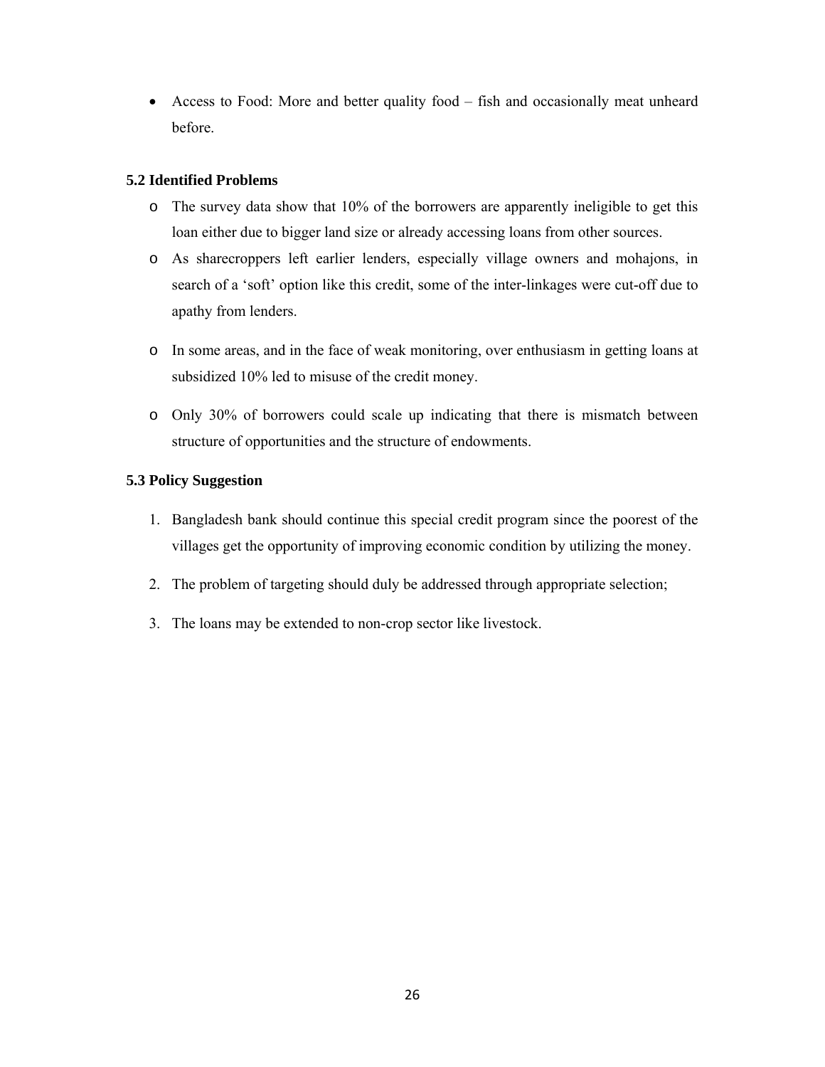- Access to Food: More and better quality food – fish and occasionally meat unheard before.

### 5.2 Identified Problems

- The survey data show that 10% of the borrowers are apparently ineligible to get this loan either due to bigger land size or already accessing loans from other sources.
- As sharecroppers left earlier lenders, especially village owners and mohajons, in search of a 'soft' option like this credit, some of the inter-linkages were cut-off due to apathy from lenders.
- In some areas, and in the face of weak monitoring, over enthusiasm in getting loans at subsidized 10% led to misuse of the credit money.
- Only 30% of borrowers could scale up indicating that there is mismatch between structure of opportunities and the structure of endowments.

### 5.3 Policy Suggestion

1. Bangladesh bank should continue this special credit program since the poorest of the villages get the opportunity of improving economic condition by utilizing the money.
2. The problem of targeting should duly be addressed through appropriate selection;
3. The loans may be extended to non-crop sector like livestock.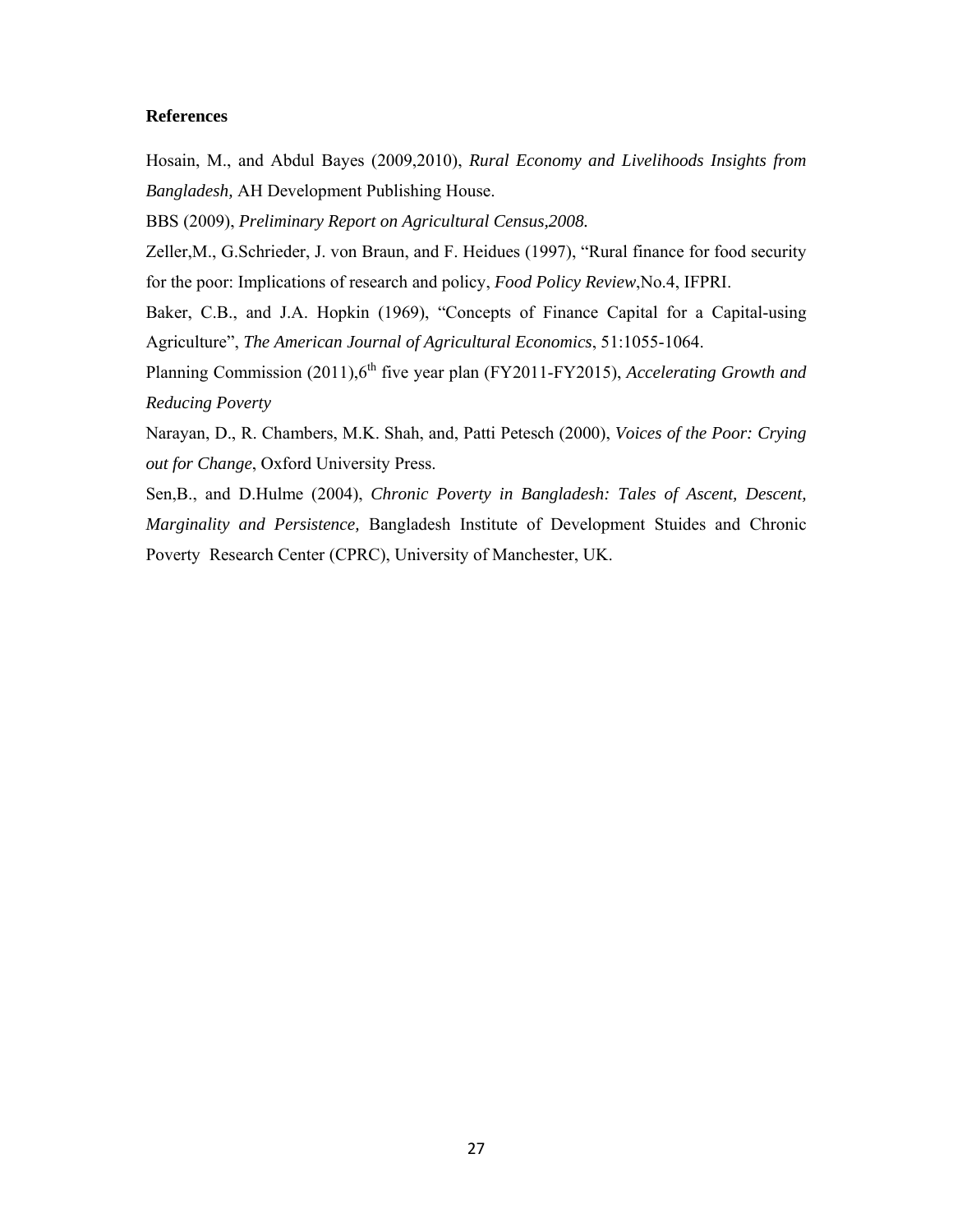**References**

Hosain, M., and Abdul Bayes (2009,2010), *Rural Economy and Livelihoods Insights from Bangladesh,* AH Development Publishing House.

BBS (2009), *Preliminary Report on Agricultural Census,2008.*

Zeller,M., G.Schrieder, J. von Braun, and F. Heidues (1997), "Rural finance for food security for the poor: Implications of research and policy, *Food Policy Review*,No.4, IFPRI.

Baker, C.B., and J.A. Hopkin (1969), "Concepts of Finance Capital for a Capital-using Agriculture", *The American Journal of Agricultural Economics*, 51:1055-1064.

Planning Commission (2011),6$^{th}$ five year plan (FY2011-FY2015), *Accelerating Growth and Reducing Poverty*

Narayan, D., R. Chambers, M.K. Shah, and, Patti Petesch (2000), *Voices of the Poor: Crying out for Change*, Oxford University Press.

Sen,B., and D.Hulme (2004), *Chronic Poverty in Bangladesh: Tales of Ascent, Descent, Marginality and Persistence,* Bangladesh Institute of Development Stuides and Chronic Poverty Research Center (CPRC), University of Manchester, UK.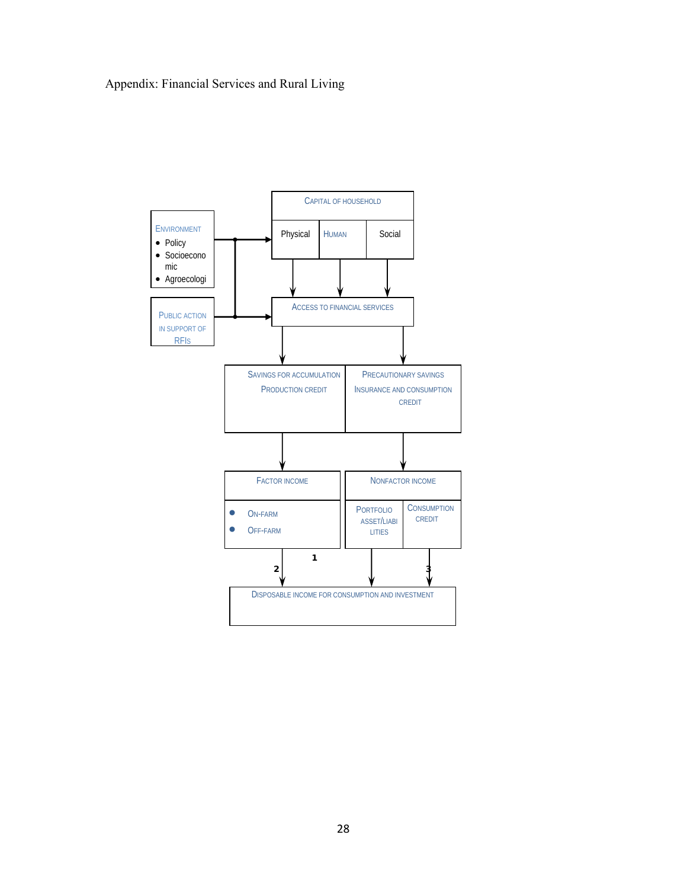Appendix: Financial Services and Rural Living

ENVIRONMENT
- Policy
- Socioeconomic
- Agroecologi

PUBLIC ACTION IN SUPPORT OF RFIs

CAPITAL OF HOUSEHOLD

Physical

HUMAN

Social

ACCESS TO FINANCIAL SERVICES

SAVINGS FOR ACCUMULATION

PRODUCTION CREDIT

PRECAUTIONARY SAVINGS

INSURANCE AND CONSUMPTION CREDIT

FACTOR INCOME
- ON-FARM
- OFF-FARM

NONFACTOR INCOME

PORTFOLIO ASSET/LIABILITIES

CONSUMPTION CREDIT

1

2

3

DISPOSABLE INCOME FOR CONSUMPTION AND INVESTMENT